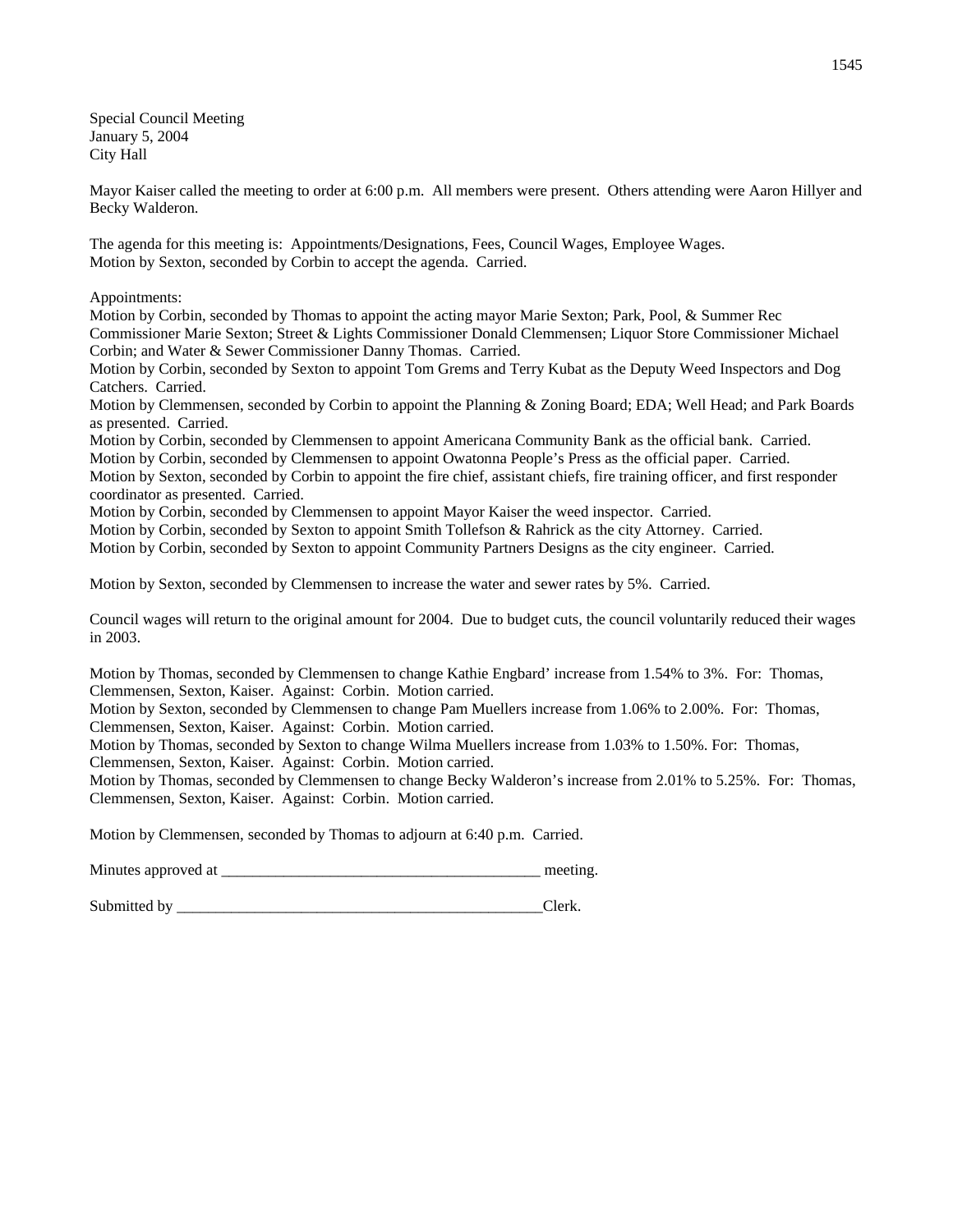Special Council Meeting
January 5, 2004
City Hall

Mayor Kaiser called the meeting to order at 6:00 p.m. All members were present. Others attending were Aaron Hillyer and Becky Walderon.

The agenda for this meeting is: Appointments/Designations, Fees, Council Wages, Employee Wages.
Motion by Sexton, seconded by Corbin to accept the agenda. Carried.

Appointments:
Motion by Corbin, seconded by Thomas to appoint the acting mayor Marie Sexton; Park, Pool, & Summer Rec Commissioner Marie Sexton; Street & Lights Commissioner Donald Clemmensen; Liquor Store Commissioner Michael Corbin; and Water & Sewer Commissioner Danny Thomas. Carried.
Motion by Corbin, seconded by Sexton to appoint Tom Grems and Terry Kubat as the Deputy Weed Inspectors and Dog Catchers. Carried.
Motion by Clemmensen, seconded by Corbin to appoint the Planning & Zoning Board; EDA; Well Head; and Park Boards as presented. Carried.
Motion by Corbin, seconded by Clemmensen to appoint Americana Community Bank as the official bank. Carried.
Motion by Corbin, seconded by Clemmensen to appoint Owatonna People's Press as the official paper. Carried.
Motion by Sexton, seconded by Corbin to appoint the fire chief, assistant chiefs, fire training officer, and first responder coordinator as presented. Carried.
Motion by Corbin, seconded by Clemmensen to appoint Mayor Kaiser the weed inspector. Carried.
Motion by Corbin, seconded by Sexton to appoint Smith Tollefson & Rahrick as the city Attorney. Carried.
Motion by Corbin, seconded by Sexton to appoint Community Partners Designs as the city engineer. Carried.

Motion by Sexton, seconded by Clemmensen to increase the water and sewer rates by 5%. Carried.

Council wages will return to the original amount for 2004. Due to budget cuts, the council voluntarily reduced their wages in 2003.

Motion by Thomas, seconded by Clemmensen to change Kathie Engbard' increase from 1.54% to 3%. For: Thomas, Clemmensen, Sexton, Kaiser. Against: Corbin. Motion carried.
Motion by Sexton, seconded by Clemmensen to change Pam Muellers increase from 1.06% to 2.00%. For: Thomas, Clemmensen, Sexton, Kaiser. Against: Corbin. Motion carried.
Motion by Thomas, seconded by Sexton to change Wilma Muellers increase from 1.03% to 1.50%. For: Thomas, Clemmensen, Sexton, Kaiser. Against: Corbin. Motion carried.
Motion by Thomas, seconded by Clemmensen to change Becky Walderon's increase from 2.01% to 5.25%. For: Thomas, Clemmensen, Sexton, Kaiser. Against: Corbin. Motion carried.

Motion by Clemmensen, seconded by Thomas to adjourn at 6:40 p.m. Carried.

Minutes approved at ______________________________________ meeting.

Submitted by ______________________________________________Clerk.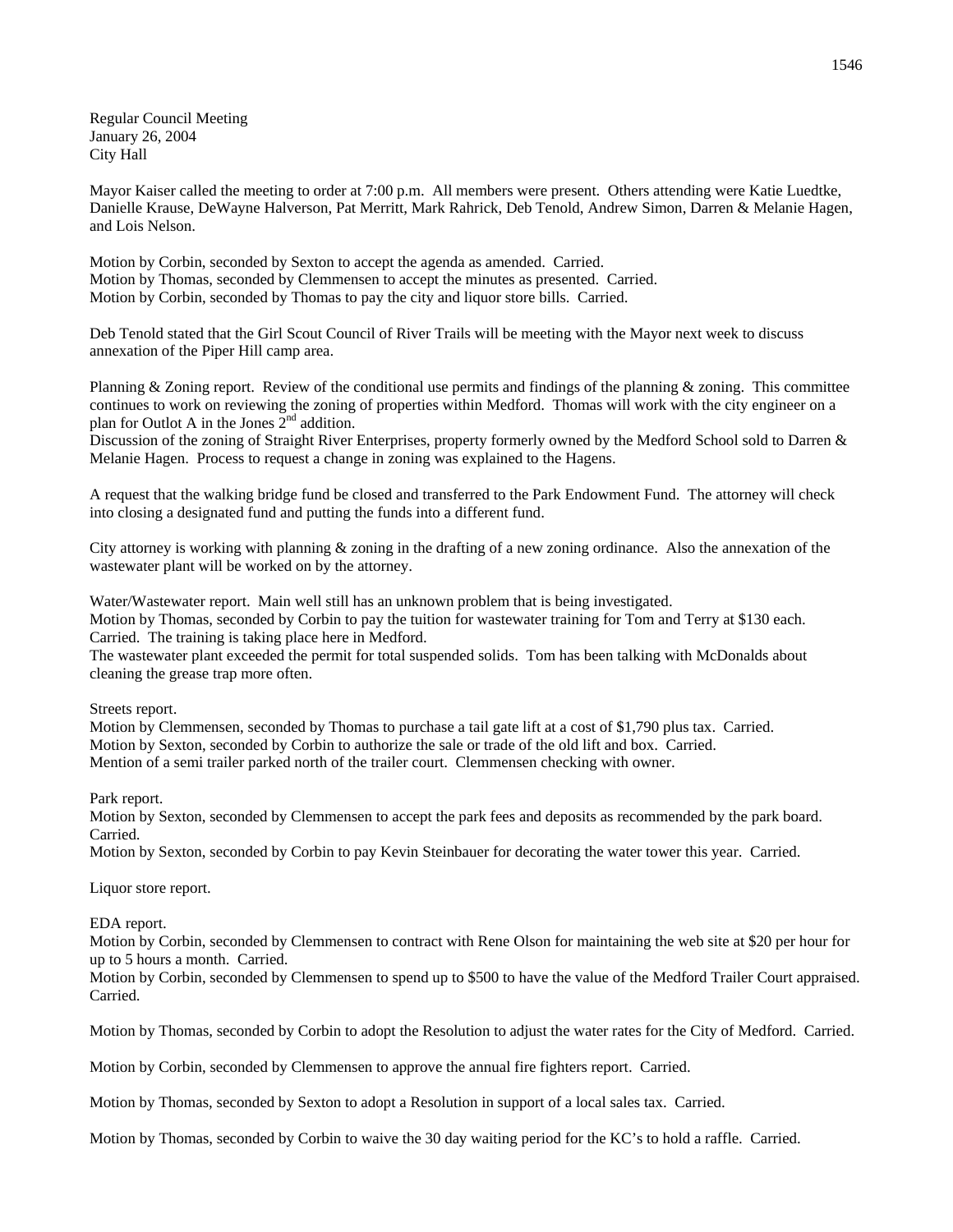Regular Council Meeting
January 26, 2004
City Hall

Mayor Kaiser called the meeting to order at 7:00 p.m. All members were present. Others attending were Katie Luedtke, Danielle Krause, DeWayne Halverson, Pat Merritt, Mark Rahrick, Deb Tenold, Andrew Simon, Darren & Melanie Hagen, and Lois Nelson.

Motion by Corbin, seconded by Sexton to accept the agenda as amended. Carried.
Motion by Thomas, seconded by Clemmensen to accept the minutes as presented. Carried.
Motion by Corbin, seconded by Thomas to pay the city and liquor store bills. Carried.

Deb Tenold stated that the Girl Scout Council of River Trails will be meeting with the Mayor next week to discuss annexation of the Piper Hill camp area.

Planning & Zoning report. Review of the conditional use permits and findings of the planning & zoning. This committee continues to work on reviewing the zoning of properties within Medford. Thomas will work with the city engineer on a plan for Outlot A in the Jones 2nd addition.
Discussion of the zoning of Straight River Enterprises, property formerly owned by the Medford School sold to Darren & Melanie Hagen. Process to request a change in zoning was explained to the Hagens.

A request that the walking bridge fund be closed and transferred to the Park Endowment Fund. The attorney will check into closing a designated fund and putting the funds into a different fund.

City attorney is working with planning & zoning in the drafting of a new zoning ordinance. Also the annexation of the wastewater plant will be worked on by the attorney.

Water/Wastewater report. Main well still has an unknown problem that is being investigated.
Motion by Thomas, seconded by Corbin to pay the tuition for wastewater training for Tom and Terry at $130 each. Carried. The training is taking place here in Medford.
The wastewater plant exceeded the permit for total suspended solids. Tom has been talking with McDonalds about cleaning the grease trap more often.

Streets report.
Motion by Clemmensen, seconded by Thomas to purchase a tail gate lift at a cost of $1,790 plus tax. Carried.
Motion by Sexton, seconded by Corbin to authorize the sale or trade of the old lift and box. Carried.
Mention of a semi trailer parked north of the trailer court. Clemmensen checking with owner.

Park report.
Motion by Sexton, seconded by Clemmensen to accept the park fees and deposits as recommended by the park board. Carried.
Motion by Sexton, seconded by Corbin to pay Kevin Steinbauer for decorating the water tower this year. Carried.

Liquor store report.

EDA report.
Motion by Corbin, seconded by Clemmensen to contract with Rene Olson for maintaining the web site at $20 per hour for up to 5 hours a month. Carried.
Motion by Corbin, seconded by Clemmensen to spend up to $500 to have the value of the Medford Trailer Court appraised. Carried.

Motion by Thomas, seconded by Corbin to adopt the Resolution to adjust the water rates for the City of Medford. Carried.

Motion by Corbin, seconded by Clemmensen to approve the annual fire fighters report. Carried.

Motion by Thomas, seconded by Sexton to adopt a Resolution in support of a local sales tax. Carried.

Motion by Thomas, seconded by Corbin to waive the 30 day waiting period for the KC's to hold a raffle. Carried.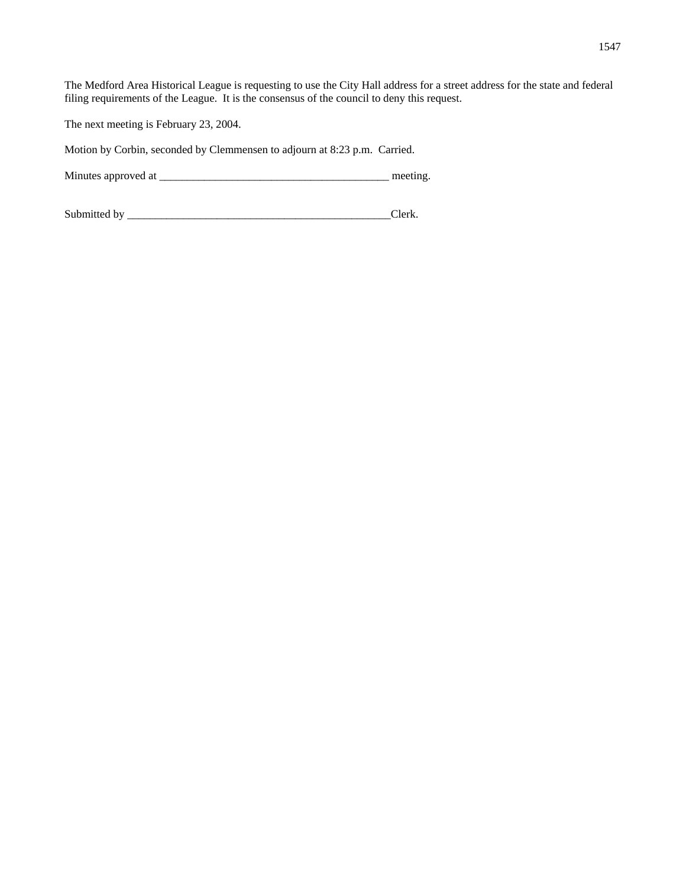The Medford Area Historical League is requesting to use the City Hall address for a street address for the state and federal filing requirements of the League. It is the consensus of the council to deny this request.

The next meeting is February 23, 2004.

Motion by Corbin, seconded by Clemmensen to adjourn at 8:23 p.m. Carried.

Minutes approved at _________________________________________ meeting.

Submitted by _______________________________________________Clerk.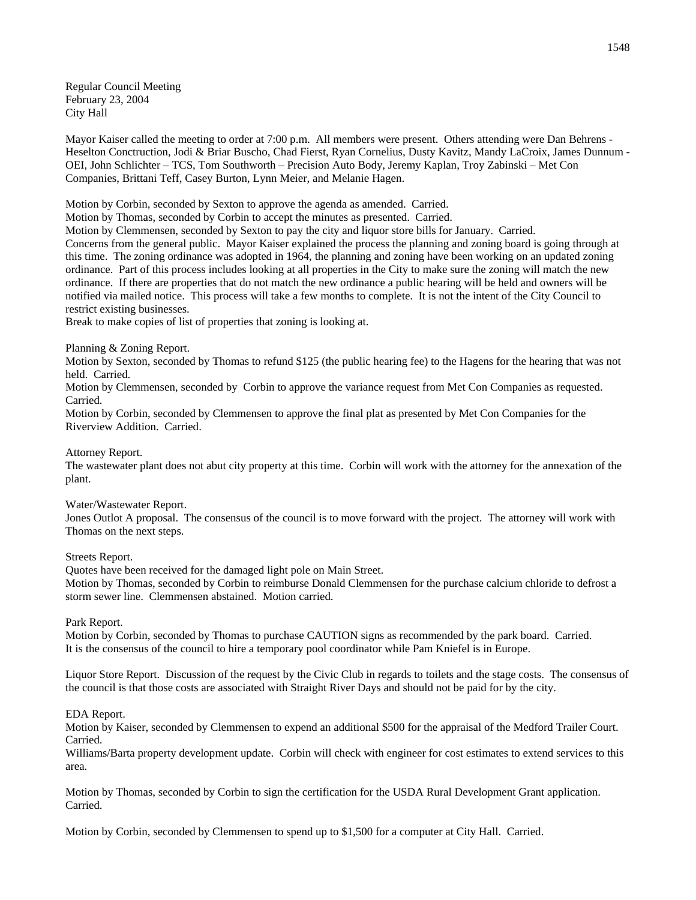Regular Council Meeting
February 23, 2004
City Hall

Mayor Kaiser called the meeting to order at 7:00 p.m. All members were present. Others attending were Dan Behrens - Heselton Conctruction, Jodi & Briar Buscho, Chad Fierst, Ryan Cornelius, Dusty Kavitz, Mandy LaCroix, James Dunnum - OEI, John Schlichter – TCS, Tom Southworth – Precision Auto Body, Jeremy Kaplan, Troy Zabinski – Met Con Companies, Brittani Teff, Casey Burton, Lynn Meier, and Melanie Hagen.

Motion by Corbin, seconded by Sexton to approve the agenda as amended. Carried.
Motion by Thomas, seconded by Corbin to accept the minutes as presented. Carried.
Motion by Clemmensen, seconded by Sexton to pay the city and liquor store bills for January. Carried.
Concerns from the general public. Mayor Kaiser explained the process the planning and zoning board is going through at this time. The zoning ordinance was adopted in 1964, the planning and zoning have been working on an updated zoning ordinance. Part of this process includes looking at all properties in the City to make sure the zoning will match the new ordinance. If there are properties that do not match the new ordinance a public hearing will be held and owners will be notified via mailed notice. This process will take a few months to complete. It is not the intent of the City Council to restrict existing businesses.
Break to make copies of list of properties that zoning is looking at.

Planning & Zoning Report.
Motion by Sexton, seconded by Thomas to refund $125 (the public hearing fee) to the Hagens for the hearing that was not held. Carried.
Motion by Clemmensen, seconded by Corbin to approve the variance request from Met Con Companies as requested. Carried.
Motion by Corbin, seconded by Clemmensen to approve the final plat as presented by Met Con Companies for the Riverview Addition. Carried.

Attorney Report.
The wastewater plant does not abut city property at this time. Corbin will work with the attorney for the annexation of the plant.

Water/Wastewater Report.
Jones Outlot A proposal. The consensus of the council is to move forward with the project. The attorney will work with Thomas on the next steps.

Streets Report.
Quotes have been received for the damaged light pole on Main Street.
Motion by Thomas, seconded by Corbin to reimburse Donald Clemmensen for the purchase calcium chloride to defrost a storm sewer line. Clemmensen abstained. Motion carried.

Park Report.
Motion by Corbin, seconded by Thomas to purchase CAUTION signs as recommended by the park board. Carried.
It is the consensus of the council to hire a temporary pool coordinator while Pam Kniefel is in Europe.

Liquor Store Report. Discussion of the request by the Civic Club in regards to toilets and the stage costs. The consensus of the council is that those costs are associated with Straight River Days and should not be paid for by the city.

EDA Report.
Motion by Kaiser, seconded by Clemmensen to expend an additional $500 for the appraisal of the Medford Trailer Court. Carried.
Williams/Barta property development update. Corbin will check with engineer for cost estimates to extend services to this area.

Motion by Thomas, seconded by Corbin to sign the certification for the USDA Rural Development Grant application. Carried.

Motion by Corbin, seconded by Clemmensen to spend up to $1,500 for a computer at City Hall. Carried.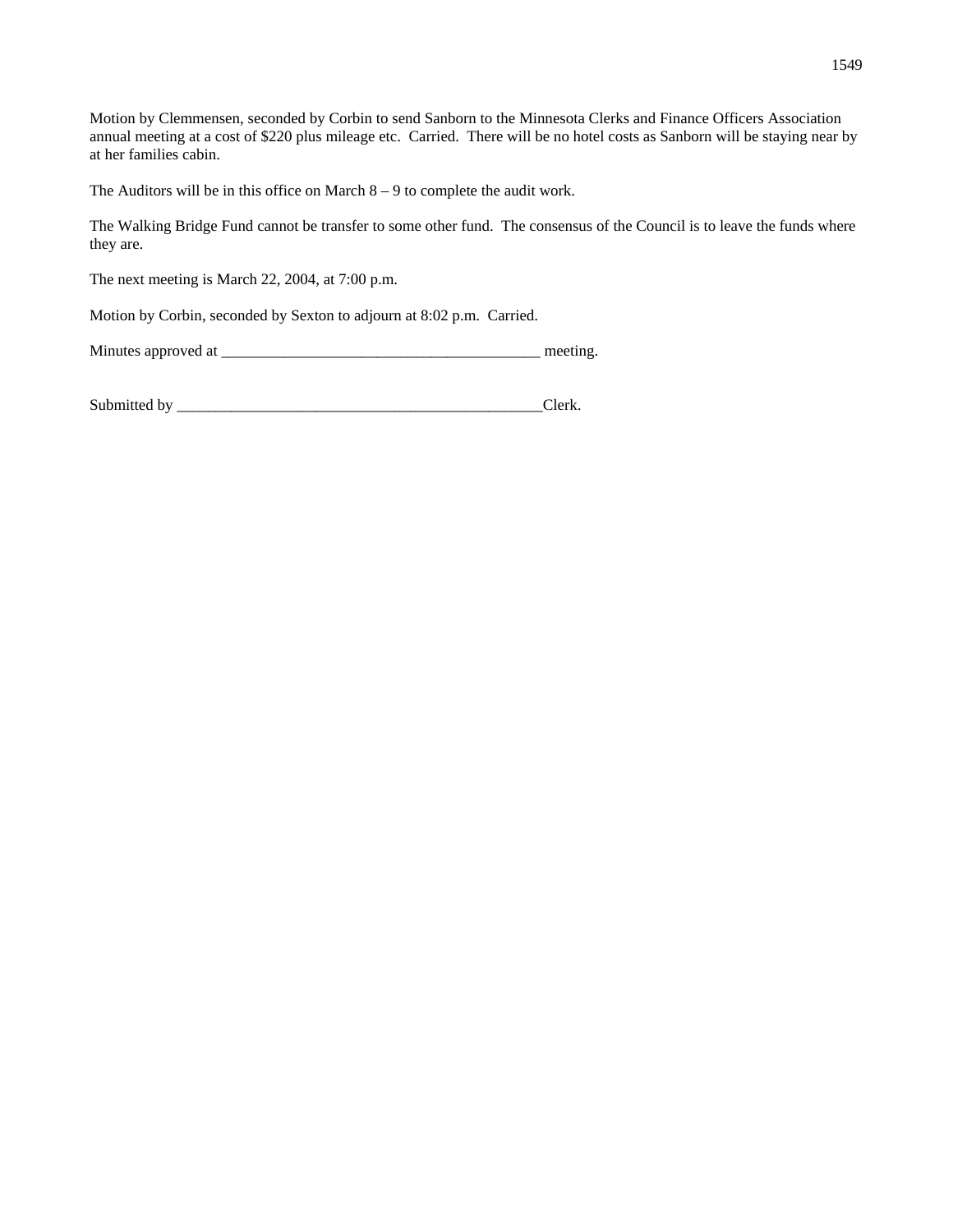Motion by Clemmensen, seconded by Corbin to send Sanborn to the Minnesota Clerks and Finance Officers Association annual meeting at a cost of $220 plus mileage etc. Carried. There will be no hotel costs as Sanborn will be staying near by at her families cabin.

The Auditors will be in this office on March 8 – 9 to complete the audit work.

The Walking Bridge Fund cannot be transfer to some other fund. The consensus of the Council is to leave the funds where they are.

The next meeting is March 22, 2004, at 7:00 p.m.

Motion by Corbin, seconded by Sexton to adjourn at 8:02 p.m. Carried.

Minutes approved at __________________________________________ meeting.

Submitted by _________________________________________________Clerk.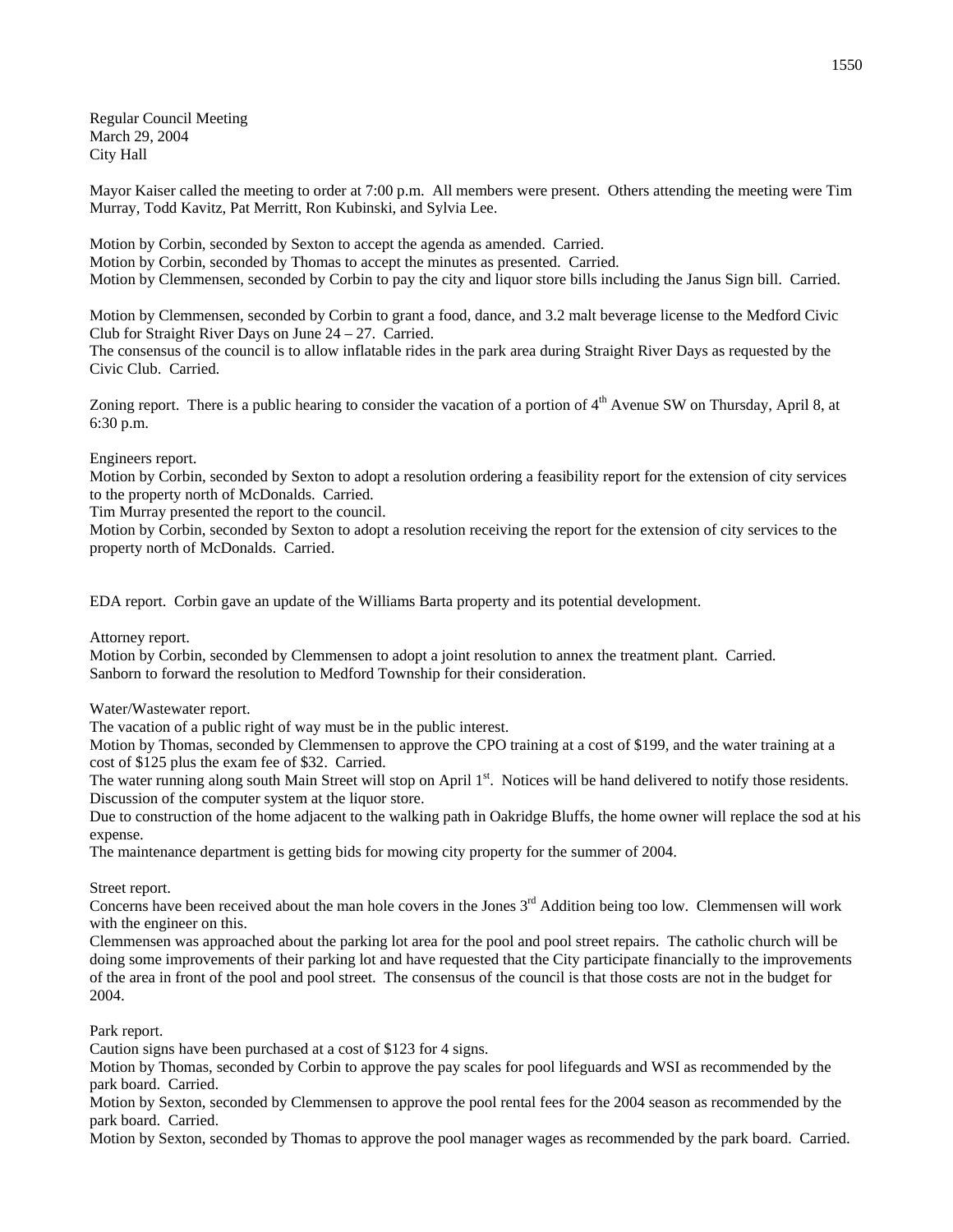Regular Council Meeting
March 29, 2004
City Hall

Mayor Kaiser called the meeting to order at 7:00 p.m. All members were present. Others attending the meeting were Tim Murray, Todd Kavitz, Pat Merritt, Ron Kubinski, and Sylvia Lee.

Motion by Corbin, seconded by Sexton to accept the agenda as amended. Carried.
Motion by Corbin, seconded by Thomas to accept the minutes as presented. Carried.
Motion by Clemmensen, seconded by Corbin to pay the city and liquor store bills including the Janus Sign bill. Carried.

Motion by Clemmensen, seconded by Corbin to grant a food, dance, and 3.2 malt beverage license to the Medford Civic Club for Straight River Days on June 24 – 27. Carried.
The consensus of the council is to allow inflatable rides in the park area during Straight River Days as requested by the Civic Club. Carried.

Zoning report. There is a public hearing to consider the vacation of a portion of 4th Avenue SW on Thursday, April 8, at 6:30 p.m.

Engineers report.
Motion by Corbin, seconded by Sexton to adopt a resolution ordering a feasibility report for the extension of city services to the property north of McDonalds. Carried.
Tim Murray presented the report to the council.
Motion by Corbin, seconded by Sexton to adopt a resolution receiving the report for the extension of city services to the property north of McDonalds. Carried.

EDA report. Corbin gave an update of the Williams Barta property and its potential development.

Attorney report.
Motion by Corbin, seconded by Clemmensen to adopt a joint resolution to annex the treatment plant. Carried.
Sanborn to forward the resolution to Medford Township for their consideration.

Water/Wastewater report.
The vacation of a public right of way must be in the public interest.
Motion by Thomas, seconded by Clemmensen to approve the CPO training at a cost of $199, and the water training at a cost of $125 plus the exam fee of $32. Carried.
The water running along south Main Street will stop on April 1st. Notices will be hand delivered to notify those residents.
Discussion of the computer system at the liquor store.
Due to construction of the home adjacent to the walking path in Oakridge Bluffs, the home owner will replace the sod at his expense.
The maintenance department is getting bids for mowing city property for the summer of 2004.

Street report.
Concerns have been received about the man hole covers in the Jones 3rd Addition being too low. Clemmensen will work with the engineer on this.
Clemmensen was approached about the parking lot area for the pool and pool street repairs. The catholic church will be doing some improvements of their parking lot and have requested that the City participate financially to the improvements of the area in front of the pool and pool street. The consensus of the council is that those costs are not in the budget for 2004.

Park report.
Caution signs have been purchased at a cost of $123 for 4 signs.
Motion by Thomas, seconded by Corbin to approve the pay scales for pool lifeguards and WSI as recommended by the park board. Carried.
Motion by Sexton, seconded by Clemmensen to approve the pool rental fees for the 2004 season as recommended by the park board. Carried.
Motion by Sexton, seconded by Thomas to approve the pool manager wages as recommended by the park board. Carried.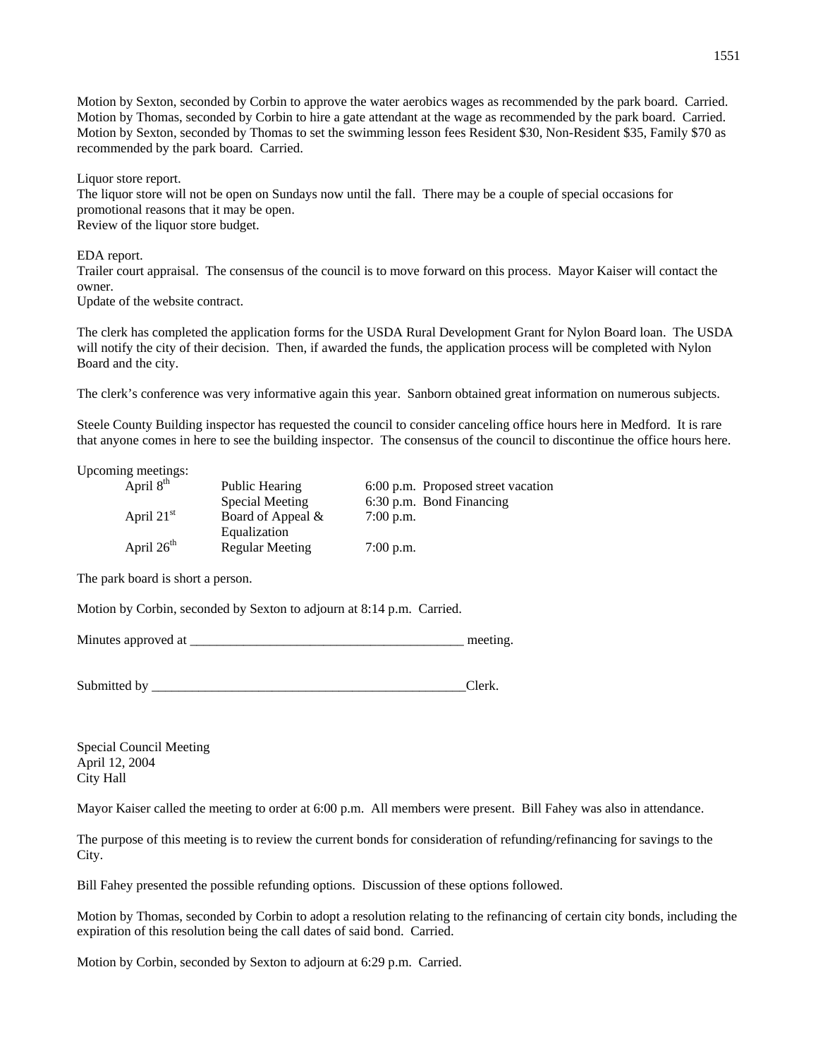Motion by Sexton, seconded by Corbin to approve the water aerobics wages as recommended by the park board. Carried.
Motion by Thomas, seconded by Corbin to hire a gate attendant at the wage as recommended by the park board. Carried.
Motion by Sexton, seconded by Thomas to set the swimming lesson fees Resident $30, Non-Resident $35, Family $70 as recommended by the park board. Carried.

Liquor store report.
The liquor store will not be open on Sundays now until the fall. There may be a couple of special occasions for promotional reasons that it may be open.
Review of the liquor store budget.

EDA report.
Trailer court appraisal. The consensus of the council is to move forward on this process. Mayor Kaiser will contact the owner.
Update of the website contract.

The clerk has completed the application forms for the USDA Rural Development Grant for Nylon Board loan. The USDA will notify the city of their decision. Then, if awarded the funds, the application process will be completed with Nylon Board and the city.

The clerk's conference was very informative again this year. Sanborn obtained great information on numerous subjects.

Steele County Building inspector has requested the council to consider canceling office hours here in Medford. It is rare that anyone comes in here to see the building inspector. The consensus of the council to discontinue the office hours here.

Upcoming meetings:

| | | |
|---|---|---|
| April 8th | Public Hearing | 6:00 p.m. Proposed street vacation |
| | Special Meeting | 6:30 p.m. Bond Financing |
| April 21st | Board of Appeal & Equalization | 7:00 p.m. |
| April 26th | Regular Meeting | 7:00 p.m. |

The park board is short a person.

Motion by Corbin, seconded by Sexton to adjourn at 8:14 p.m. Carried.

Minutes approved at __________________________________________ meeting.

Submitted by _________________________________________________Clerk.

Special Council Meeting
April 12, 2004
City Hall

Mayor Kaiser called the meeting to order at 6:00 p.m. All members were present. Bill Fahey was also in attendance.

The purpose of this meeting is to review the current bonds for consideration of refunding/refinancing for savings to the City.

Bill Fahey presented the possible refunding options. Discussion of these options followed.

Motion by Thomas, seconded by Corbin to adopt a resolution relating to the refinancing of certain city bonds, including the expiration of this resolution being the call dates of said bond. Carried.

Motion by Corbin, seconded by Sexton to adjourn at 6:29 p.m. Carried.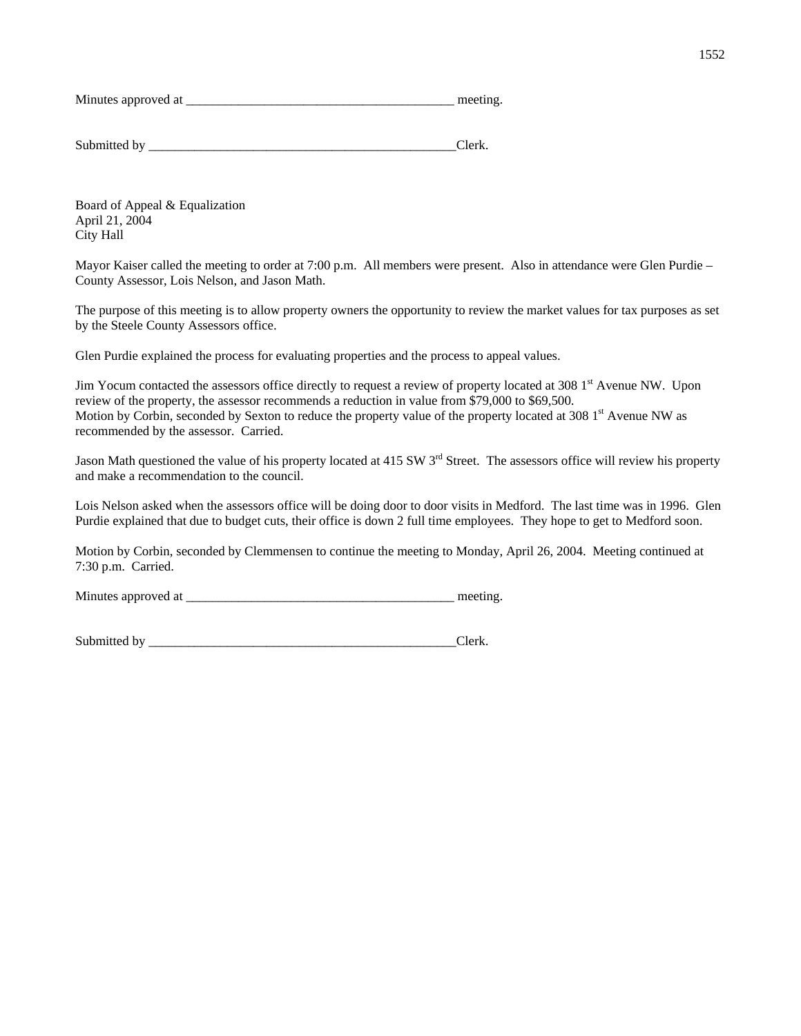Minutes approved at _________________________________________ meeting.

Submitted by _________________________________________________Clerk.

Board of Appeal & Equalization
April 21, 2004
City Hall

Mayor Kaiser called the meeting to order at 7:00 p.m. All members were present. Also in attendance were Glen Purdie – County Assessor, Lois Nelson, and Jason Math.

The purpose of this meeting is to allow property owners the opportunity to review the market values for tax purposes as set by the Steele County Assessors office.

Glen Purdie explained the process for evaluating properties and the process to appeal values.

Jim Yocum contacted the assessors office directly to request a review of property located at 308 1st Avenue NW. Upon review of the property, the assessor recommends a reduction in value from $79,000 to $69,500.
Motion by Corbin, seconded by Sexton to reduce the property value of the property located at 308 1st Avenue NW as recommended by the assessor. Carried.

Jason Math questioned the value of his property located at 415 SW 3rd Street. The assessors office will review his property and make a recommendation to the council.

Lois Nelson asked when the assessors office will be doing door to door visits in Medford. The last time was in 1996. Glen Purdie explained that due to budget cuts, their office is down 2 full time employees. They hope to get to Medford soon.

Motion by Corbin, seconded by Clemmensen to continue the meeting to Monday, April 26, 2004. Meeting continued at 7:30 p.m. Carried.

Minutes approved at _________________________________________ meeting.

Submitted by _________________________________________________Clerk.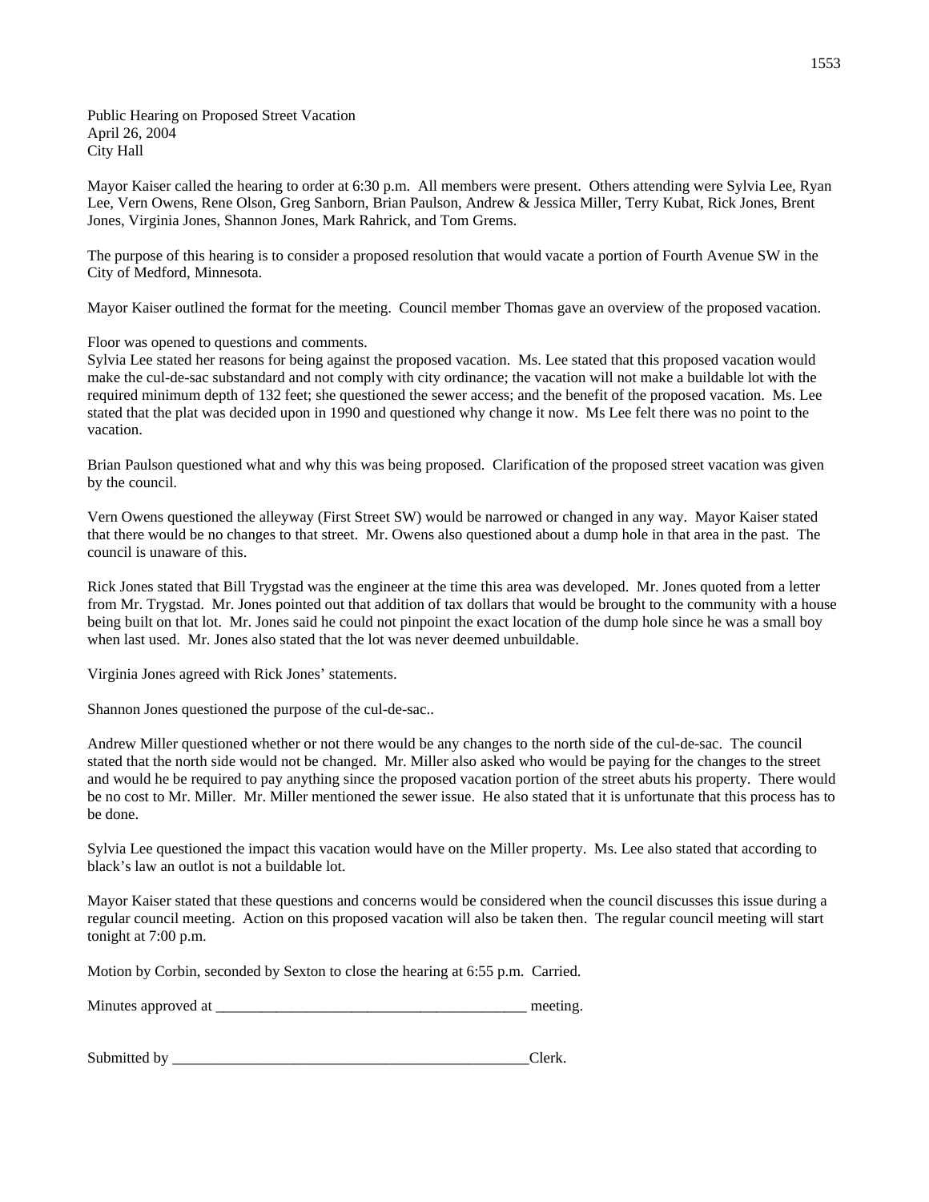Public Hearing on Proposed Street Vacation
April 26, 2004
City Hall

Mayor Kaiser called the hearing to order at 6:30 p.m. All members were present. Others attending were Sylvia Lee, Ryan Lee, Vern Owens, Rene Olson, Greg Sanborn, Brian Paulson, Andrew & Jessica Miller, Terry Kubat, Rick Jones, Brent Jones, Virginia Jones, Shannon Jones, Mark Rahrick, and Tom Grems.

The purpose of this hearing is to consider a proposed resolution that would vacate a portion of Fourth Avenue SW in the City of Medford, Minnesota.

Mayor Kaiser outlined the format for the meeting. Council member Thomas gave an overview of the proposed vacation.

Floor was opened to questions and comments.
Sylvia Lee stated her reasons for being against the proposed vacation. Ms. Lee stated that this proposed vacation would make the cul-de-sac substandard and not comply with city ordinance; the vacation will not make a buildable lot with the required minimum depth of 132 feet; she questioned the sewer access; and the benefit of the proposed vacation. Ms. Lee stated that the plat was decided upon in 1990 and questioned why change it now. Ms Lee felt there was no point to the vacation.

Brian Paulson questioned what and why this was being proposed. Clarification of the proposed street vacation was given by the council.

Vern Owens questioned the alleyway (First Street SW) would be narrowed or changed in any way. Mayor Kaiser stated that there would be no changes to that street. Mr. Owens also questioned about a dump hole in that area in the past. The council is unaware of this.

Rick Jones stated that Bill Trygstad was the engineer at the time this area was developed. Mr. Jones quoted from a letter from Mr. Trygstad. Mr. Jones pointed out that addition of tax dollars that would be brought to the community with a house being built on that lot. Mr. Jones said he could not pinpoint the exact location of the dump hole since he was a small boy when last used. Mr. Jones also stated that the lot was never deemed unbuildable.

Virginia Jones agreed with Rick Jones' statements.

Shannon Jones questioned the purpose of the cul-de-sac..

Andrew Miller questioned whether or not there would be any changes to the north side of the cul-de-sac. The council stated that the north side would not be changed. Mr. Miller also asked who would be paying for the changes to the street and would he be required to pay anything since the proposed vacation portion of the street abuts his property. There would be no cost to Mr. Miller. Mr. Miller mentioned the sewer issue. He also stated that it is unfortunate that this process has to be done.

Sylvia Lee questioned the impact this vacation would have on the Miller property. Ms. Lee also stated that according to black's law an outlot is not a buildable lot.

Mayor Kaiser stated that these questions and concerns would be considered when the council discusses this issue during a regular council meeting. Action on this proposed vacation will also be taken then. The regular council meeting will start tonight at 7:00 p.m.

Motion by Corbin, seconded by Sexton to close the hearing at 6:55 p.m. Carried.

Minutes approved at __________________________________________ meeting.

Submitted by _________________________________________________Clerk.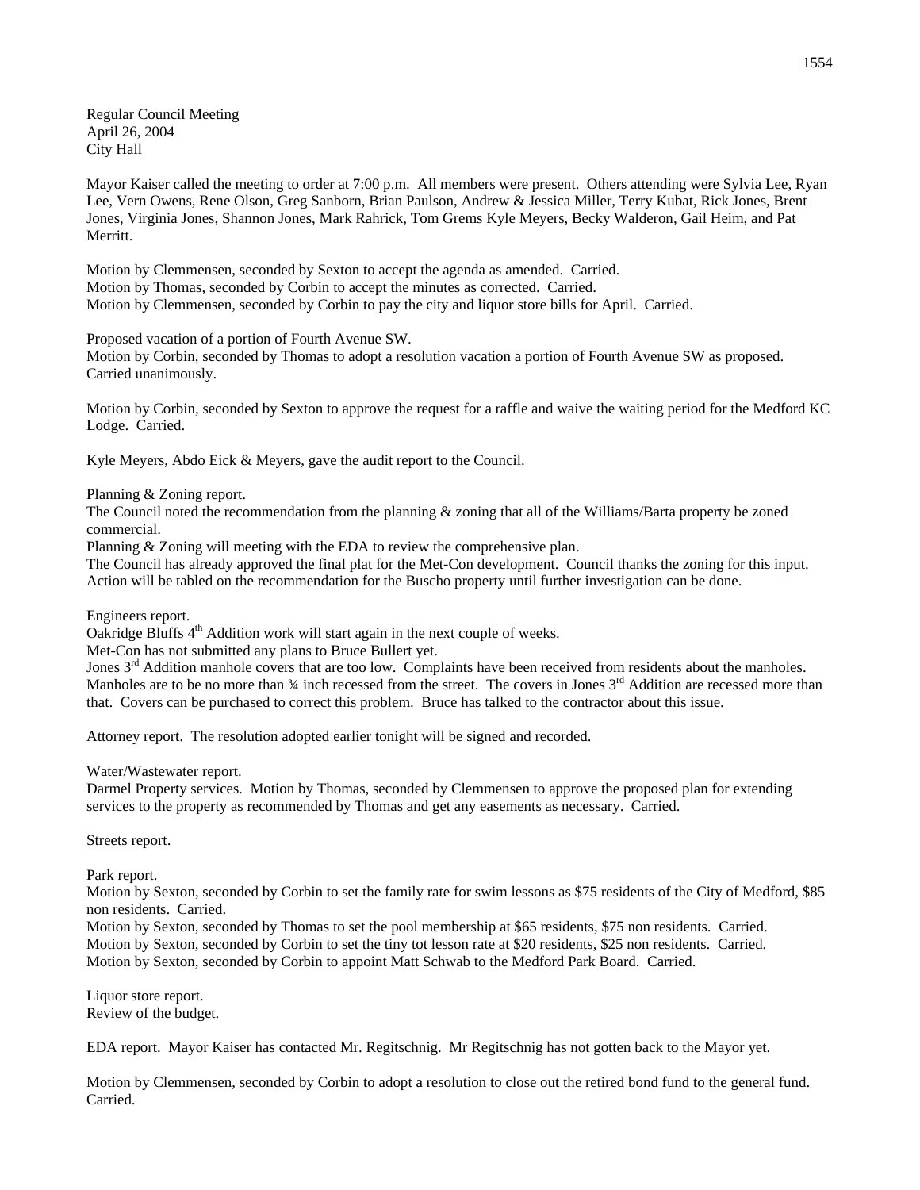Regular Council Meeting
April 26, 2004
City Hall

Mayor Kaiser called the meeting to order at 7:00 p.m. All members were present. Others attending were Sylvia Lee, Ryan Lee, Vern Owens, Rene Olson, Greg Sanborn, Brian Paulson, Andrew & Jessica Miller, Terry Kubat, Rick Jones, Brent Jones, Virginia Jones, Shannon Jones, Mark Rahrick, Tom Grems Kyle Meyers, Becky Walderon, Gail Heim, and Pat Merritt.

Motion by Clemmensen, seconded by Sexton to accept the agenda as amended. Carried.
Motion by Thomas, seconded by Corbin to accept the minutes as corrected. Carried.
Motion by Clemmensen, seconded by Corbin to pay the city and liquor store bills for April. Carried.

Proposed vacation of a portion of Fourth Avenue SW.
Motion by Corbin, seconded by Thomas to adopt a resolution vacation a portion of Fourth Avenue SW as proposed. Carried unanimously.

Motion by Corbin, seconded by Sexton to approve the request for a raffle and waive the waiting period for the Medford KC Lodge. Carried.

Kyle Meyers, Abdo Eick & Meyers, gave the audit report to the Council.

Planning & Zoning report.
The Council noted the recommendation from the planning & zoning that all of the Williams/Barta property be zoned commercial.
Planning & Zoning will meeting with the EDA to review the comprehensive plan.
The Council has already approved the final plat for the Met-Con development. Council thanks the zoning for this input.
Action will be tabled on the recommendation for the Buscho property until further investigation can be done.

Engineers report.
Oakridge Bluffs 4th Addition work will start again in the next couple of weeks.
Met-Con has not submitted any plans to Bruce Bullert yet.
Jones 3rd Addition manhole covers that are too low. Complaints have been received from residents about the manholes. Manholes are to be no more than ¾ inch recessed from the street. The covers in Jones 3rd Addition are recessed more than that. Covers can be purchased to correct this problem. Bruce has talked to the contractor about this issue.

Attorney report. The resolution adopted earlier tonight will be signed and recorded.

Water/Wastewater report.
Darmel Property services. Motion by Thomas, seconded by Clemmensen to approve the proposed plan for extending services to the property as recommended by Thomas and get any easements as necessary. Carried.

Streets report.

Park report.
Motion by Sexton, seconded by Corbin to set the family rate for swim lessons as $75 residents of the City of Medford, $85 non residents. Carried.
Motion by Sexton, seconded by Thomas to set the pool membership at $65 residents, $75 non residents. Carried.
Motion by Sexton, seconded by Corbin to set the tiny tot lesson rate at $20 residents, $25 non residents. Carried.
Motion by Sexton, seconded by Corbin to appoint Matt Schwab to the Medford Park Board. Carried.

Liquor store report.
Review of the budget.

EDA report. Mayor Kaiser has contacted Mr. Regitschnig. Mr Regitschnig has not gotten back to the Mayor yet.

Motion by Clemmensen, seconded by Corbin to adopt a resolution to close out the retired bond fund to the general fund. Carried.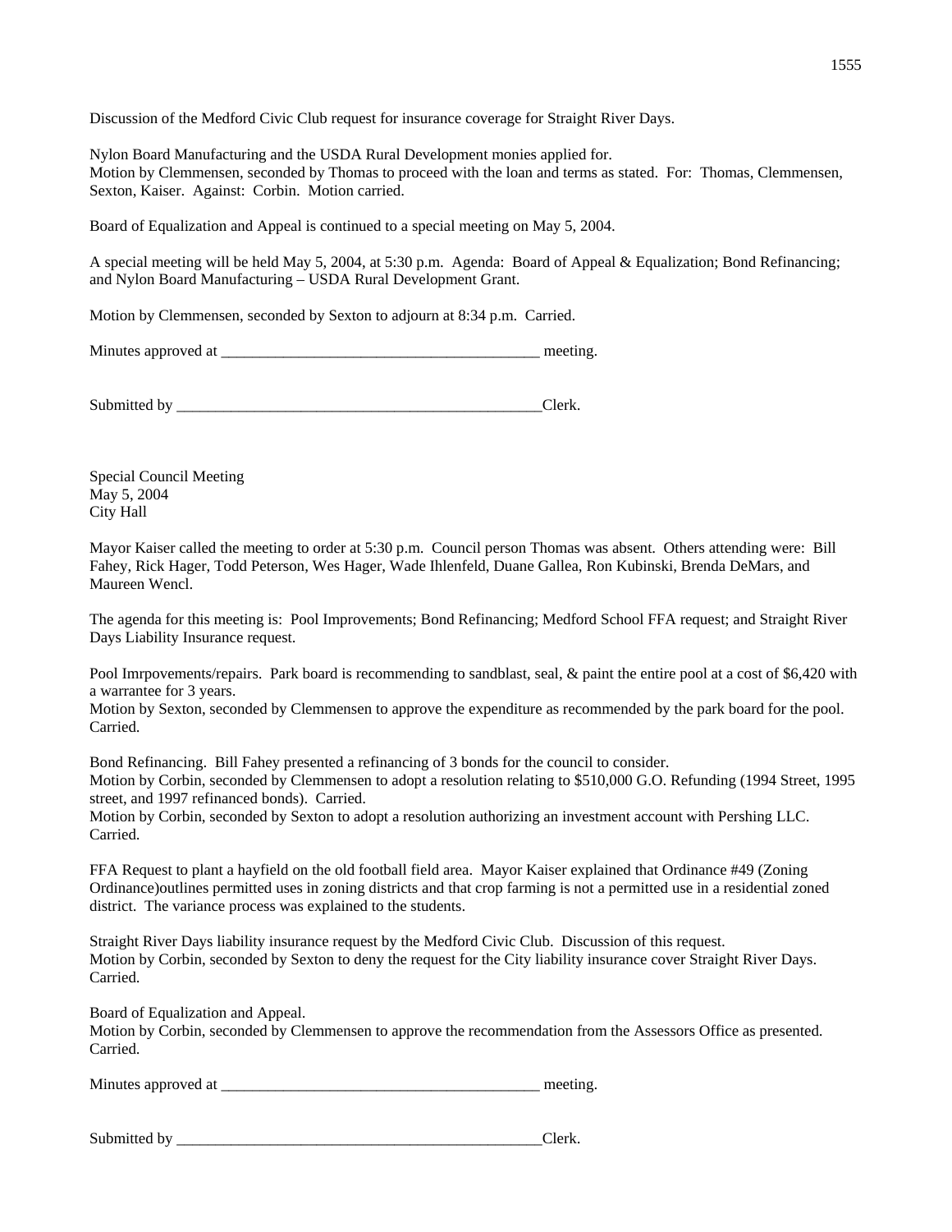Discussion of the Medford Civic Club request for insurance coverage for Straight River Days.

Nylon Board Manufacturing and the USDA Rural Development monies applied for.
Motion by Clemmensen, seconded by Thomas to proceed with the loan and terms as stated. For: Thomas, Clemmensen, Sexton, Kaiser. Against: Corbin. Motion carried.

Board of Equalization and Appeal is continued to a special meeting on May 5, 2004.

A special meeting will be held May 5, 2004, at 5:30 p.m. Agenda: Board of Appeal & Equalization; Bond Refinancing; and Nylon Board Manufacturing – USDA Rural Development Grant.

Motion by Clemmensen, seconded by Sexton to adjourn at 8:34 p.m. Carried.

Minutes approved at ________________________________________ meeting.

Submitted by _______________________________________________Clerk.

Special Council Meeting
May 5, 2004
City Hall

Mayor Kaiser called the meeting to order at 5:30 p.m. Council person Thomas was absent. Others attending were: Bill Fahey, Rick Hager, Todd Peterson, Wes Hager, Wade Ihlenfeld, Duane Gallea, Ron Kubinski, Brenda DeMars, and Maureen Wencl.

The agenda for this meeting is: Pool Improvements; Bond Refinancing; Medford School FFA request; and Straight River Days Liability Insurance request.

Pool Imrpovements/repairs. Park board is recommending to sandblast, seal, & paint the entire pool at a cost of $6,420 with a warrantee for 3 years.
Motion by Sexton, seconded by Clemmensen to approve the expenditure as recommended by the park board for the pool. Carried.

Bond Refinancing. Bill Fahey presented a refinancing of 3 bonds for the council to consider.
Motion by Corbin, seconded by Clemmensen to adopt a resolution relating to $510,000 G.O. Refunding (1994 Street, 1995 street, and 1997 refinanced bonds). Carried.
Motion by Corbin, seconded by Sexton to adopt a resolution authorizing an investment account with Pershing LLC. Carried.

FFA Request to plant a hayfield on the old football field area. Mayor Kaiser explained that Ordinance #49 (Zoning Ordinance)outlines permitted uses in zoning districts and that crop farming is not a permitted use in a residential zoned district. The variance process was explained to the students.

Straight River Days liability insurance request by the Medford Civic Club. Discussion of this request.
Motion by Corbin, seconded by Sexton to deny the request for the City liability insurance cover Straight River Days. Carried.

Board of Equalization and Appeal.
Motion by Corbin, seconded by Clemmensen to approve the recommendation from the Assessors Office as presented. Carried.

Minutes approved at ________________________________________ meeting.

Submitted by _______________________________________________Clerk.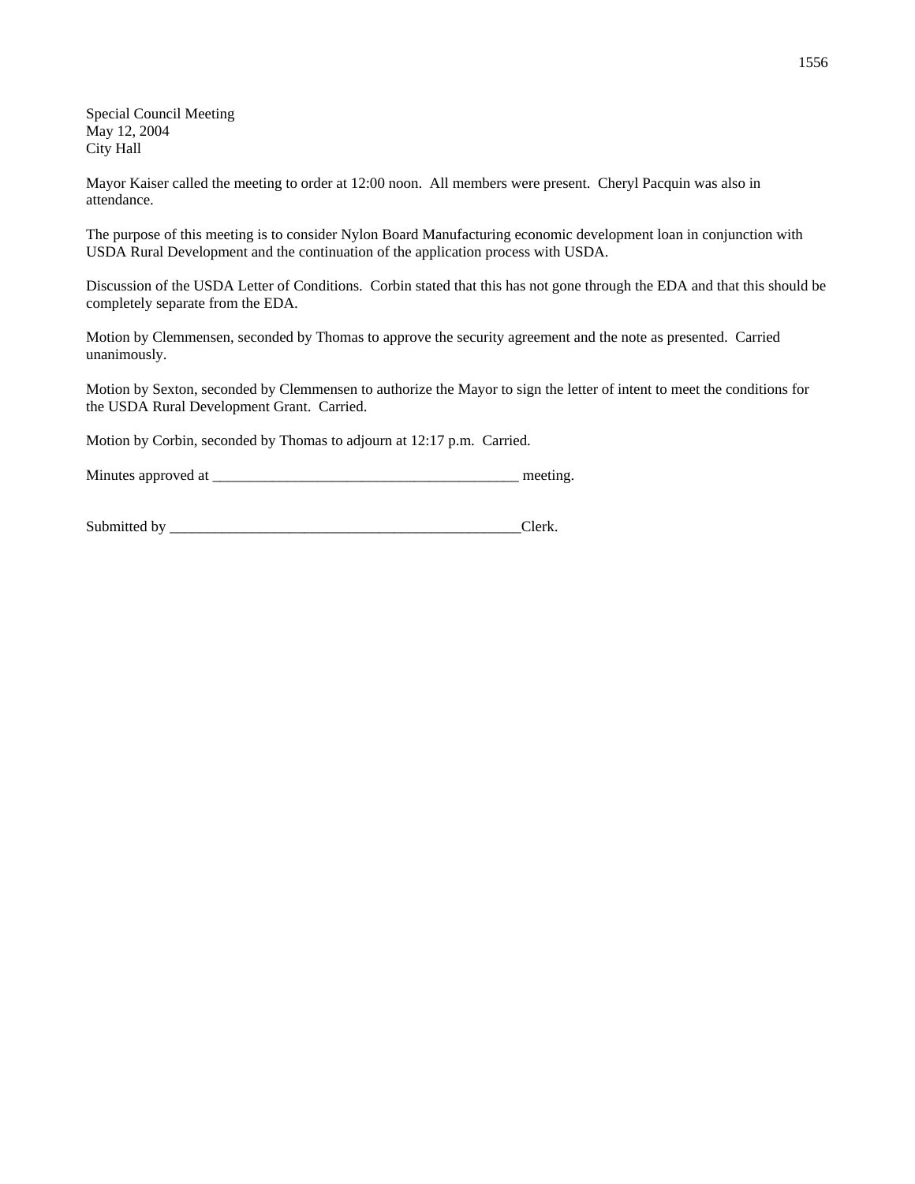Special Council Meeting
May 12, 2004
City Hall

Mayor Kaiser called the meeting to order at 12:00 noon. All members were present. Cheryl Pacquin was also in attendance.

The purpose of this meeting is to consider Nylon Board Manufacturing economic development loan in conjunction with USDA Rural Development and the continuation of the application process with USDA.

Discussion of the USDA Letter of Conditions. Corbin stated that this has not gone through the EDA and that this should be completely separate from the EDA.

Motion by Clemmensen, seconded by Thomas to approve the security agreement and the note as presented. Carried unanimously.

Motion by Sexton, seconded by Clemmensen to authorize the Mayor to sign the letter of intent to meet the conditions for the USDA Rural Development Grant. Carried.

Motion by Corbin, seconded by Thomas to adjourn at 12:17 p.m. Carried.

Minutes approved at _________________________________________ meeting.

Submitted by _________________________________________________Clerk.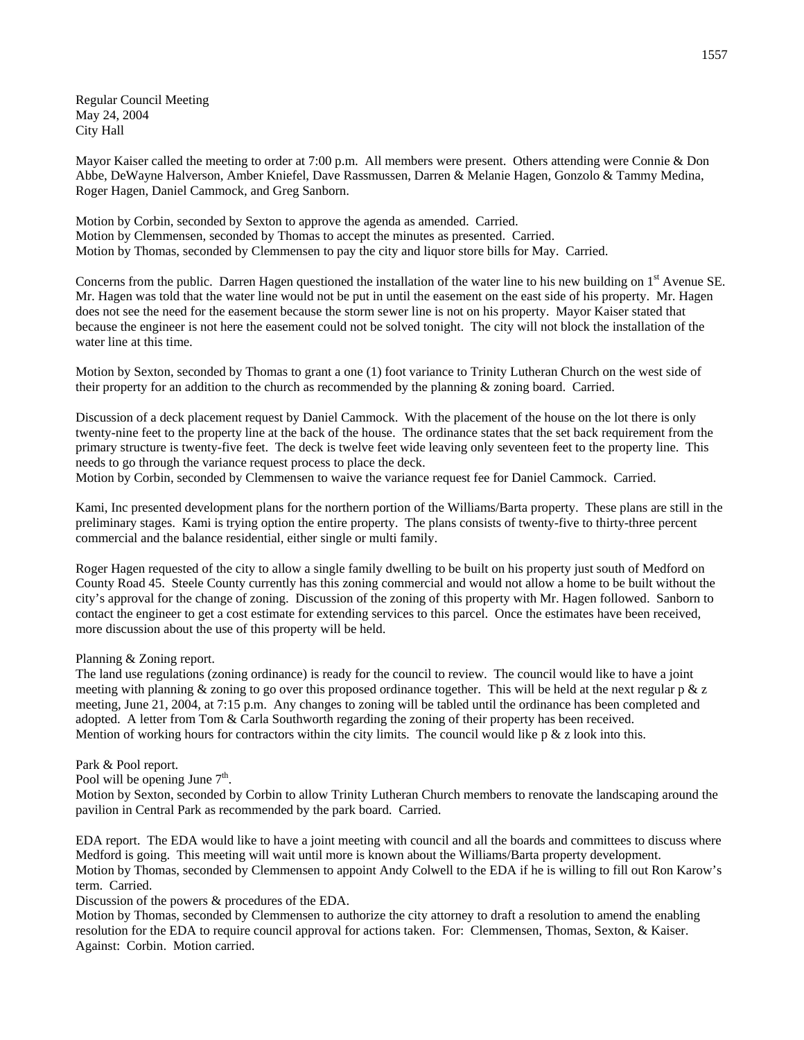Regular Council Meeting
May 24, 2004
City Hall

Mayor Kaiser called the meeting to order at 7:00 p.m. All members were present. Others attending were Connie & Don Abbe, DeWayne Halverson, Amber Kniefel, Dave Rassmussen, Darren & Melanie Hagen, Gonzolo & Tammy Medina, Roger Hagen, Daniel Cammock, and Greg Sanborn.

Motion by Corbin, seconded by Sexton to approve the agenda as amended. Carried.
Motion by Clemmensen, seconded by Thomas to accept the minutes as presented. Carried.
Motion by Thomas, seconded by Clemmensen to pay the city and liquor store bills for May. Carried.

Concerns from the public. Darren Hagen questioned the installation of the water line to his new building on 1st Avenue SE. Mr. Hagen was told that the water line would not be put in until the easement on the east side of his property. Mr. Hagen does not see the need for the easement because the storm sewer line is not on his property. Mayor Kaiser stated that because the engineer is not here the easement could not be solved tonight. The city will not block the installation of the water line at this time.

Motion by Sexton, seconded by Thomas to grant a one (1) foot variance to Trinity Lutheran Church on the west side of their property for an addition to the church as recommended by the planning & zoning board. Carried.

Discussion of a deck placement request by Daniel Cammock. With the placement of the house on the lot there is only twenty-nine feet to the property line at the back of the house. The ordinance states that the set back requirement from the primary structure is twenty-five feet. The deck is twelve feet wide leaving only seventeen feet to the property line. This needs to go through the variance request process to place the deck.
Motion by Corbin, seconded by Clemmensen to waive the variance request fee for Daniel Cammock. Carried.

Kami, Inc presented development plans for the northern portion of the Williams/Barta property. These plans are still in the preliminary stages. Kami is trying option the entire property. The plans consists of twenty-five to thirty-three percent commercial and the balance residential, either single or multi family.

Roger Hagen requested of the city to allow a single family dwelling to be built on his property just south of Medford on County Road 45. Steele County currently has this zoning commercial and would not allow a home to be built without the city's approval for the change of zoning. Discussion of the zoning of this property with Mr. Hagen followed. Sanborn to contact the engineer to get a cost estimate for extending services to this parcel. Once the estimates have been received, more discussion about the use of this property will be held.

Planning & Zoning report.
The land use regulations (zoning ordinance) is ready for the council to review. The council would like to have a joint meeting with planning & zoning to go over this proposed ordinance together. This will be held at the next regular p & z meeting, June 21, 2004, at 7:15 p.m. Any changes to zoning will be tabled until the ordinance has been completed and adopted. A letter from Tom & Carla Southworth regarding the zoning of their property has been received.
Mention of working hours for contractors within the city limits. The council would like p & z look into this.

Park & Pool report.
Pool will be opening June 7th.
Motion by Sexton, seconded by Corbin to allow Trinity Lutheran Church members to renovate the landscaping around the pavilion in Central Park as recommended by the park board. Carried.

EDA report. The EDA would like to have a joint meeting with council and all the boards and committees to discuss where Medford is going. This meeting will wait until more is known about the Williams/Barta property development.
Motion by Thomas, seconded by Clemmensen to appoint Andy Colwell to the EDA if he is willing to fill out Ron Karow's term. Carried.
Discussion of the powers & procedures of the EDA.
Motion by Thomas, seconded by Clemmensen to authorize the city attorney to draft a resolution to amend the enabling resolution for the EDA to require council approval for actions taken. For: Clemmensen, Thomas, Sexton, & Kaiser. Against: Corbin. Motion carried.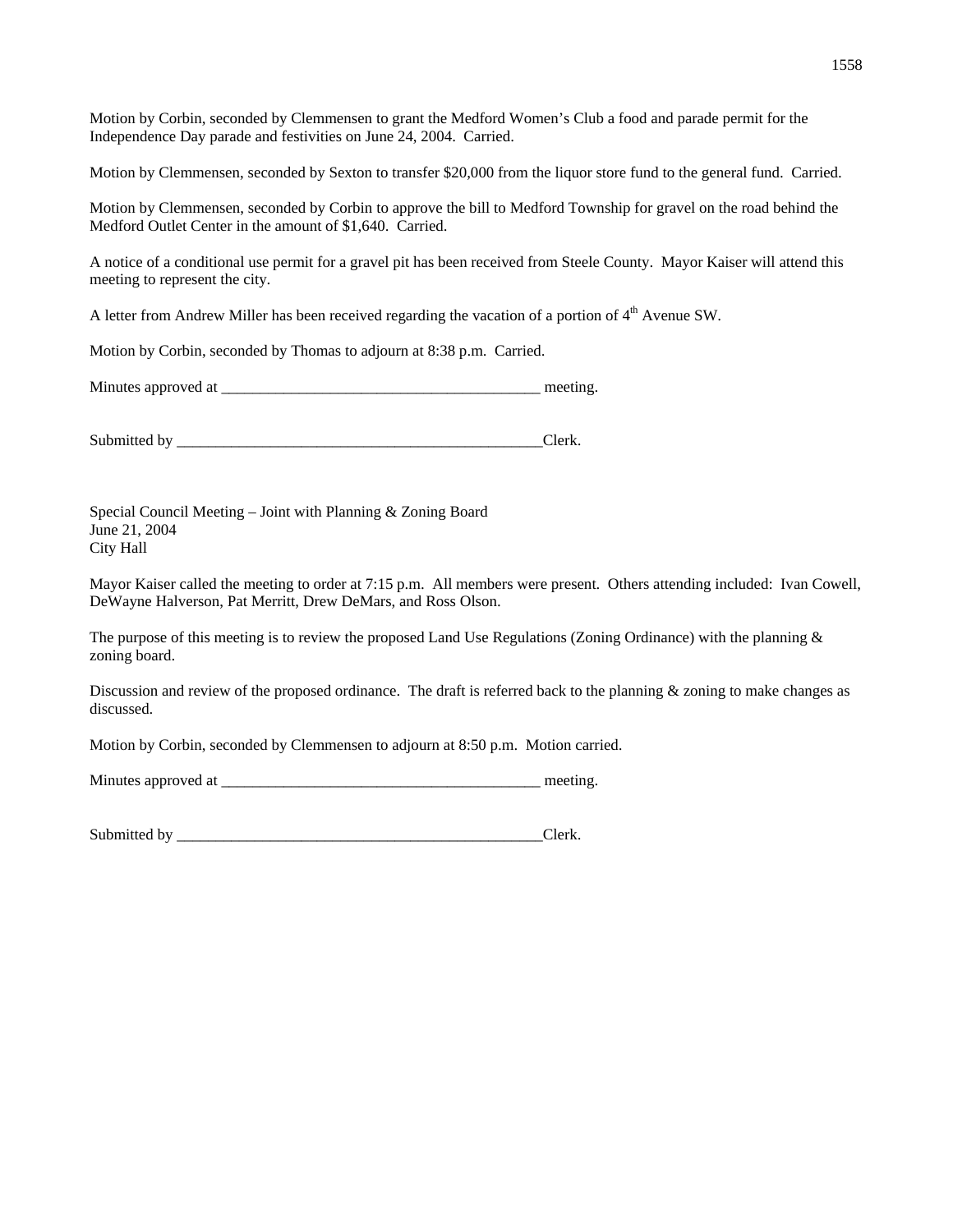Motion by Corbin, seconded by Clemmensen to grant the Medford Women's Club a food and parade permit for the Independence Day parade and festivities on June 24, 2004. Carried.

Motion by Clemmensen, seconded by Sexton to transfer $20,000 from the liquor store fund to the general fund. Carried.

Motion by Clemmensen, seconded by Corbin to approve the bill to Medford Township for gravel on the road behind the Medford Outlet Center in the amount of $1,640. Carried.

A notice of a conditional use permit for a gravel pit has been received from Steele County. Mayor Kaiser will attend this meeting to represent the city.

A letter from Andrew Miller has been received regarding the vacation of a portion of 4th Avenue SW.

Motion by Corbin, seconded by Thomas to adjourn at 8:38 p.m. Carried.

Minutes approved at __________________________________________ meeting.

Submitted by _________________________________________________Clerk.

Special Council Meeting – Joint with Planning & Zoning Board
June 21, 2004
City Hall

Mayor Kaiser called the meeting to order at 7:15 p.m. All members were present. Others attending included: Ivan Cowell, DeWayne Halverson, Pat Merritt, Drew DeMars, and Ross Olson.

The purpose of this meeting is to review the proposed Land Use Regulations (Zoning Ordinance) with the planning & zoning board.

Discussion and review of the proposed ordinance. The draft is referred back to the planning & zoning to make changes as discussed.

Motion by Corbin, seconded by Clemmensen to adjourn at 8:50 p.m. Motion carried.

Minutes approved at __________________________________________ meeting.

Submitted by _________________________________________________Clerk.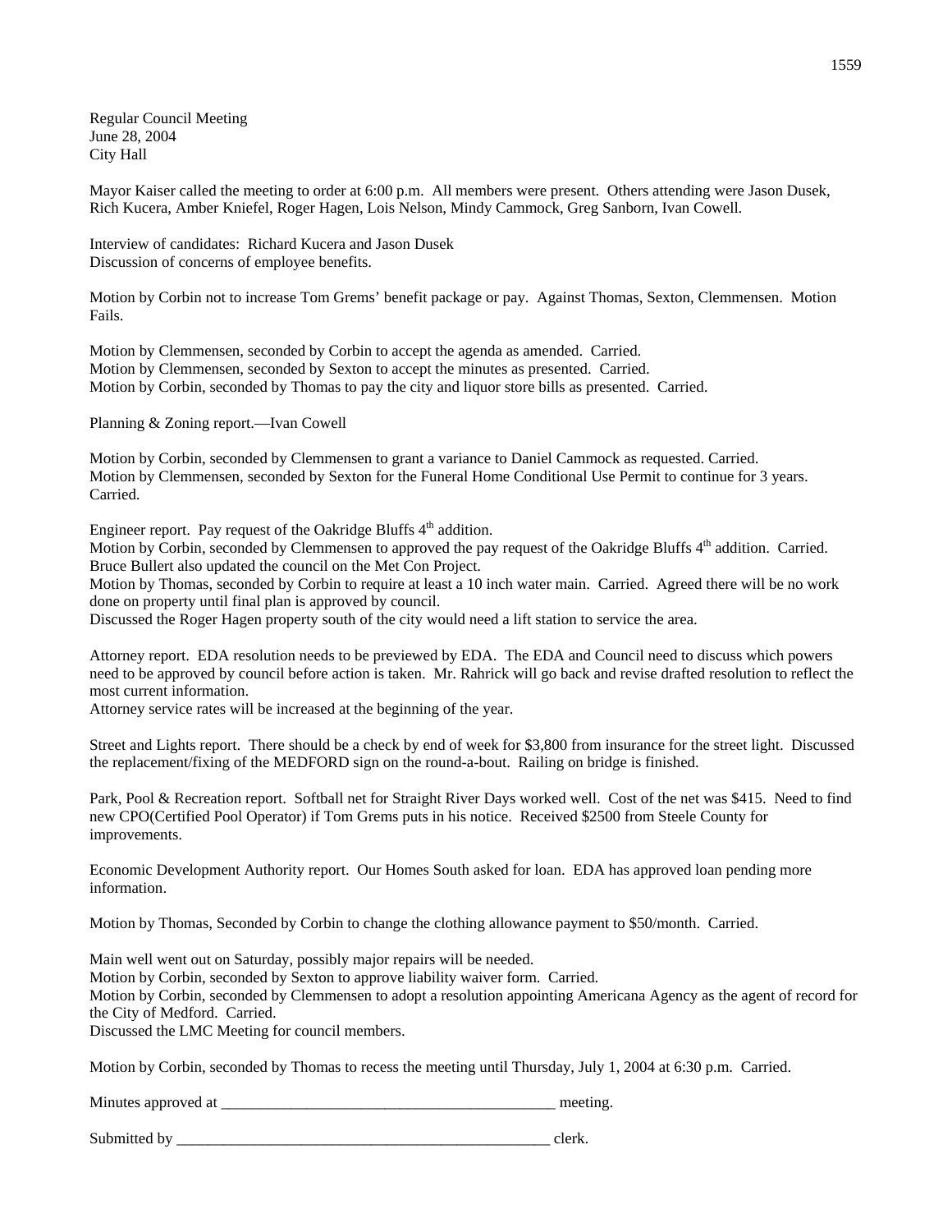Regular Council Meeting
June 28, 2004
City Hall

Mayor Kaiser called the meeting to order at 6:00 p.m. All members were present. Others attending were Jason Dusek, Rich Kucera, Amber Kniefel, Roger Hagen, Lois Nelson, Mindy Cammock, Greg Sanborn, Ivan Cowell.

Interview of candidates: Richard Kucera and Jason Dusek
Discussion of concerns of employee benefits.

Motion by Corbin not to increase Tom Grems' benefit package or pay. Against Thomas, Sexton, Clemmensen. Motion Fails.

Motion by Clemmensen, seconded by Corbin to accept the agenda as amended. Carried.
Motion by Clemmensen, seconded by Sexton to accept the minutes as presented. Carried.
Motion by Corbin, seconded by Thomas to pay the city and liquor store bills as presented. Carried.

Planning & Zoning report.—Ivan Cowell

Motion by Corbin, seconded by Clemmensen to grant a variance to Daniel Cammock as requested. Carried.
Motion by Clemmensen, seconded by Sexton for the Funeral Home Conditional Use Permit to continue for 3 years. Carried.

Engineer report. Pay request of the Oakridge Bluffs 4th addition.
Motion by Corbin, seconded by Clemmensen to approved the pay request of the Oakridge Bluffs 4th addition. Carried.
Bruce Bullert also updated the council on the Met Con Project.
Motion by Thomas, seconded by Corbin to require at least a 10 inch water main. Carried. Agreed there will be no work done on property until final plan is approved by council.
Discussed the Roger Hagen property south of the city would need a lift station to service the area.

Attorney report. EDA resolution needs to be previewed by EDA. The EDA and Council need to discuss which powers need to be approved by council before action is taken. Mr. Rahrick will go back and revise drafted resolution to reflect the most current information.
Attorney service rates will be increased at the beginning of the year.

Street and Lights report. There should be a check by end of week for $3,800 from insurance for the street light. Discussed the replacement/fixing of the MEDFORD sign on the round-a-bout. Railing on bridge is finished.

Park, Pool & Recreation report. Softball net for Straight River Days worked well. Cost of the net was $415. Need to find new CPO(Certified Pool Operator) if Tom Grems puts in his notice. Received $2500 from Steele County for improvements.

Economic Development Authority report. Our Homes South asked for loan. EDA has approved loan pending more information.

Motion by Thomas, Seconded by Corbin to change the clothing allowance payment to $50/month. Carried.

Main well went out on Saturday, possibly major repairs will be needed.
Motion by Corbin, seconded by Sexton to approve liability waiver form. Carried.
Motion by Corbin, seconded by Clemmensen to adopt a resolution appointing Americana Agency as the agent of record for the City of Medford. Carried.
Discussed the LMC Meeting for council members.

Motion by Corbin, seconded by Thomas to recess the meeting until Thursday, July 1, 2004 at 6:30 p.m. Carried.

Minutes approved at ____________________________________________ meeting.

Submitted by __________________________________________________ clerk.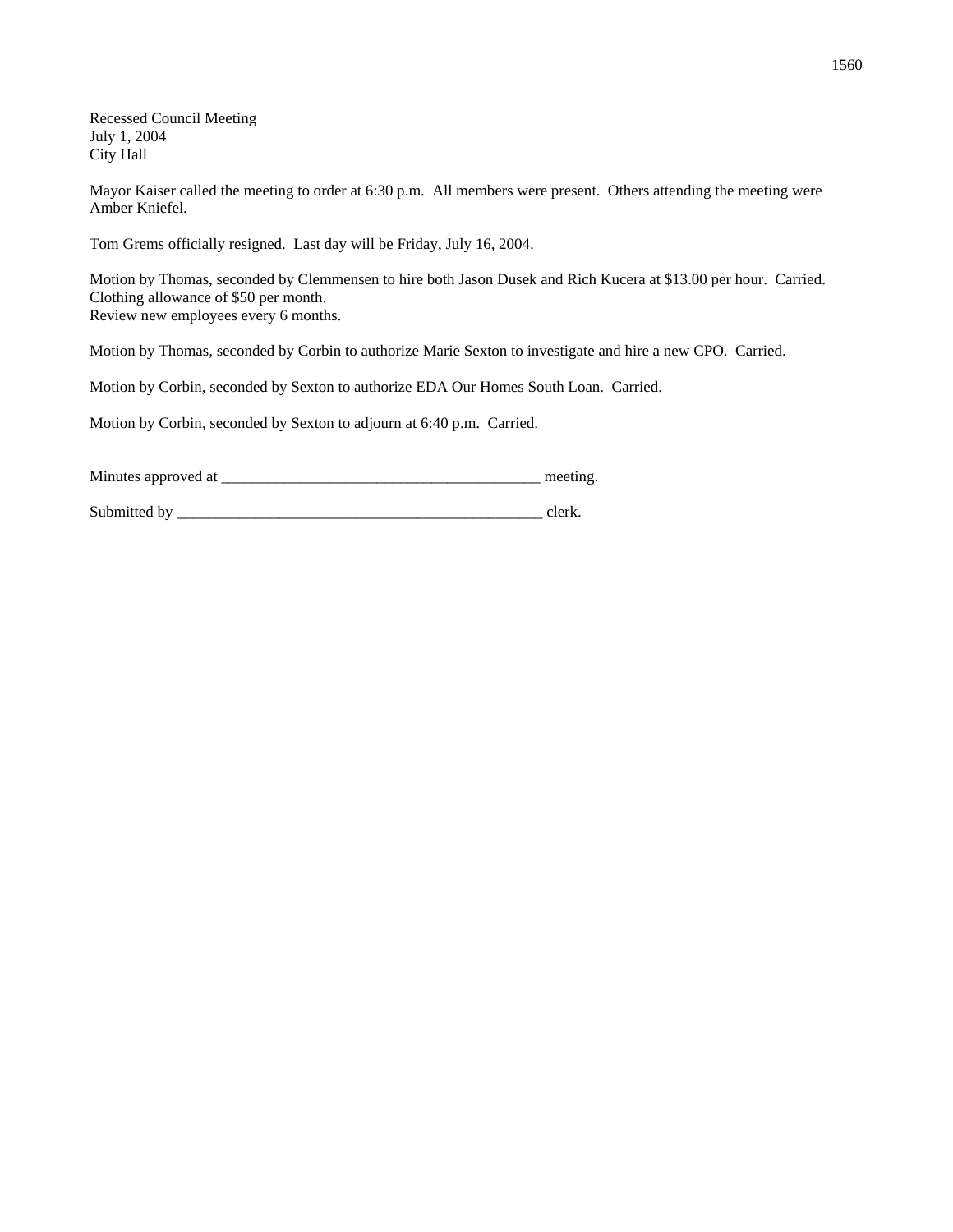Recessed Council Meeting
July 1, 2004
City Hall

Mayor Kaiser called the meeting to order at 6:30 p.m. All members were present. Others attending the meeting were Amber Kniefel.

Tom Grems officially resigned. Last day will be Friday, July 16, 2004.

Motion by Thomas, seconded by Clemmensen to hire both Jason Dusek and Rich Kucera at $13.00 per hour. Carried.
Clothing allowance of $50 per month.
Review new employees every 6 months.

Motion by Thomas, seconded by Corbin to authorize Marie Sexton to investigate and hire a new CPO. Carried.

Motion by Corbin, seconded by Sexton to authorize EDA Our Homes South Loan. Carried.

Motion by Corbin, seconded by Sexton to adjourn at 6:40 p.m. Carried.

Minutes approved at __________________________________________ meeting.

Submitted by __________________________________________________ clerk.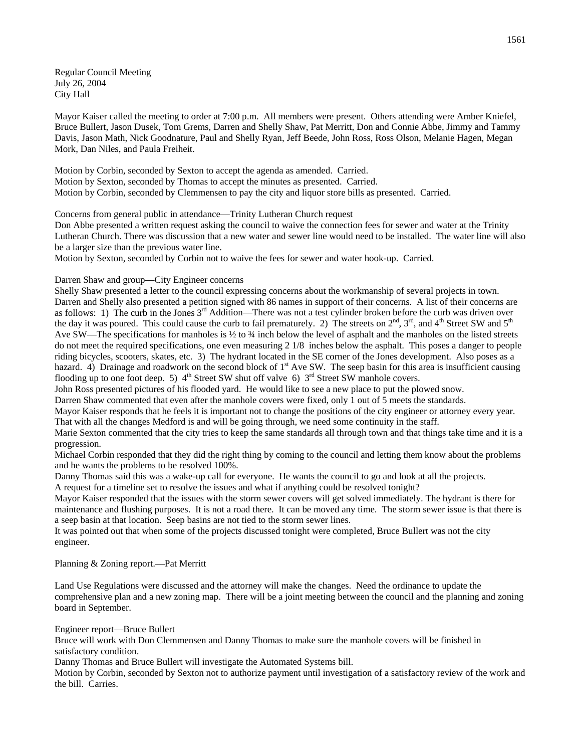Regular Council Meeting
July 26, 2004
City Hall

Mayor Kaiser called the meeting to order at 7:00 p.m. All members were present. Others attending were Amber Kniefel, Bruce Bullert, Jason Dusek, Tom Grems, Darren and Shelly Shaw, Pat Merritt, Don and Connie Abbe, Jimmy and Tammy Davis, Jason Math, Nick Goodnature, Paul and Shelly Ryan, Jeff Beede, John Ross, Ross Olson, Melanie Hagen, Megan Mork, Dan Niles, and Paula Freiheit.

Motion by Corbin, seconded by Sexton to accept the agenda as amended. Carried.
Motion by Sexton, seconded by Thomas to accept the minutes as presented. Carried.
Motion by Corbin, seconded by Clemmensen to pay the city and liquor store bills as presented. Carried.

Concerns from general public in attendance—Trinity Lutheran Church request
Don Abbe presented a written request asking the council to waive the connection fees for sewer and water at the Trinity Lutheran Church. There was discussion that a new water and sewer line would need to be installed. The water line will also be a larger size than the previous water line.
Motion by Sexton, seconded by Corbin not to waive the fees for sewer and water hook-up. Carried.

Darren Shaw and group—City Engineer concerns
Shelly Shaw presented a letter to the council expressing concerns about the workmanship of several projects in town. Darren and Shelly also presented a petition signed with 86 names in support of their concerns. A list of their concerns are as follows: 1) The curb in the Jones 3rd Addition—There was not a test cylinder broken before the curb was driven over the day it was poured. This could cause the curb to fail prematurely. 2) The streets on 2nd, 3rd, and 4th Street SW and 5th Ave SW—The specifications for manholes is ½ to ¾ inch below the level of asphalt and the manholes on the listed streets do not meet the required specifications, one even measuring 2 1/8 inches below the asphalt. This poses a danger to people riding bicycles, scooters, skates, etc. 3) The hydrant located in the SE corner of the Jones development. Also poses as a hazard. 4) Drainage and roadwork on the second block of 1st Ave SW. The seep basin for this area is insufficient causing flooding up to one foot deep. 5) 4th Street SW shut off valve 6) 3rd Street SW manhole covers.
John Ross presented pictures of his flooded yard. He would like to see a new place to put the plowed snow.
Darren Shaw commented that even after the manhole covers were fixed, only 1 out of 5 meets the standards.
Mayor Kaiser responds that he feels it is important not to change the positions of the city engineer or attorney every year. That with all the changes Medford is and will be going through, we need some continuity in the staff.
Marie Sexton commented that the city tries to keep the same standards all through town and that things take time and it is a progression.
Michael Corbin responded that they did the right thing by coming to the council and letting them know about the problems and he wants the problems to be resolved 100%.
Danny Thomas said this was a wake-up call for everyone. He wants the council to go and look at all the projects.
A request for a timeline set to resolve the issues and what if anything could be resolved tonight?
Mayor Kaiser responded that the issues with the storm sewer covers will get solved immediately. The hydrant is there for maintenance and flushing purposes. It is not a road there. It can be moved any time. The storm sewer issue is that there is a seep basin at that location. Seep basins are not tied to the storm sewer lines.
It was pointed out that when some of the projects discussed tonight were completed, Bruce Bullert was not the city engineer.

Planning & Zoning report.—Pat Merritt

Land Use Regulations were discussed and the attorney will make the changes. Need the ordinance to update the comprehensive plan and a new zoning map. There will be a joint meeting between the council and the planning and zoning board in September.

Engineer report—Bruce Bullert
Bruce will work with Don Clemmensen and Danny Thomas to make sure the manhole covers will be finished in satisfactory condition.
Danny Thomas and Bruce Bullert will investigate the Automated Systems bill.
Motion by Corbin, seconded by Sexton not to authorize payment until investigation of a satisfactory review of the work and the bill. Carries.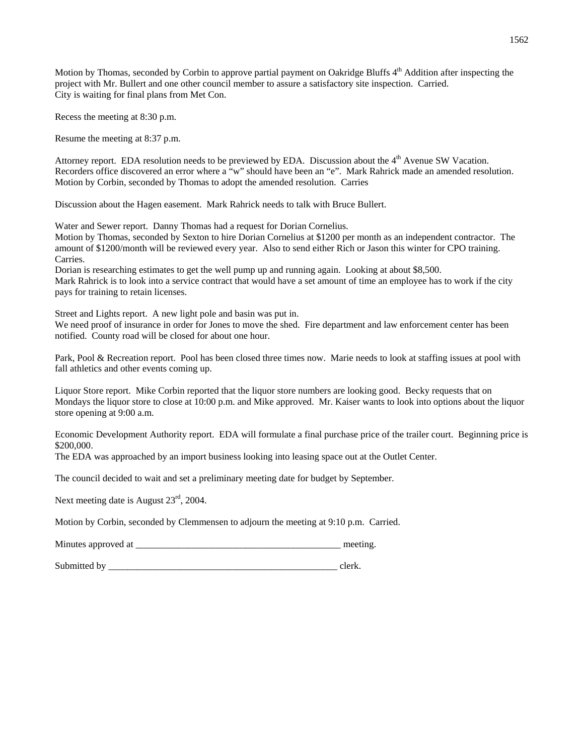Motion by Thomas, seconded by Corbin to approve partial payment on Oakridge Bluffs 4th Addition after inspecting the project with Mr. Bullert and one other council member to assure a satisfactory site inspection. Carried.
City is waiting for final plans from Met Con.

Recess the meeting at 8:30 p.m.

Resume the meeting at 8:37 p.m.

Attorney report. EDA resolution needs to be previewed by EDA. Discussion about the 4th Avenue SW Vacation. Recorders office discovered an error where a "w" should have been an "e". Mark Rahrick made an amended resolution. Motion by Corbin, seconded by Thomas to adopt the amended resolution. Carries

Discussion about the Hagen easement. Mark Rahrick needs to talk with Bruce Bullert.

Water and Sewer report. Danny Thomas had a request for Dorian Cornelius.
Motion by Thomas, seconded by Sexton to hire Dorian Cornelius at $1200 per month as an independent contractor. The amount of $1200/month will be reviewed every year. Also to send either Rich or Jason this winter for CPO training. Carries.
Dorian is researching estimates to get the well pump up and running again. Looking at about $8,500.
Mark Rahrick is to look into a service contract that would have a set amount of time an employee has to work if the city pays for training to retain licenses.

Street and Lights report. A new light pole and basin was put in.
We need proof of insurance in order for Jones to move the shed. Fire department and law enforcement center has been notified. County road will be closed for about one hour.

Park, Pool & Recreation report. Pool has been closed three times now. Marie needs to look at staffing issues at pool with fall athletics and other events coming up.

Liquor Store report. Mike Corbin reported that the liquor store numbers are looking good. Becky requests that on Mondays the liquor store to close at 10:00 p.m. and Mike approved. Mr. Kaiser wants to look into options about the liquor store opening at 9:00 a.m.

Economic Development Authority report. EDA will formulate a final purchase price of the trailer court. Beginning price is $200,000.
The EDA was approached by an import business looking into leasing space out at the Outlet Center.

The council decided to wait and set a preliminary meeting date for budget by September.

Next meeting date is August 23rd, 2004.

Motion by Corbin, seconded by Clemmensen to adjourn the meeting at 9:10 p.m. Carried.

Minutes approved at ___________________________________________ meeting.

Submitted by __________________________________________________ clerk.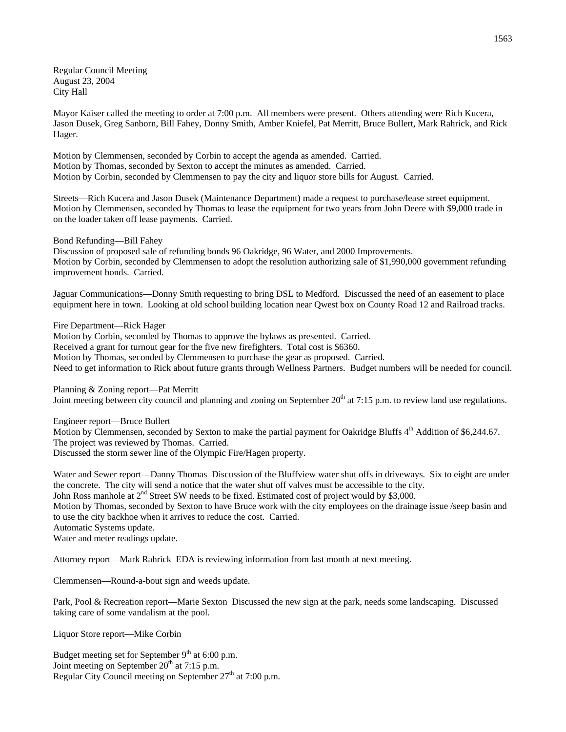Regular Council Meeting
August 23, 2004
City Hall

Mayor Kaiser called the meeting to order at 7:00 p.m. All members were present. Others attending were Rich Kucera, Jason Dusek, Greg Sanborn, Bill Fahey, Donny Smith, Amber Kniefel, Pat Merritt, Bruce Bullert, Mark Rahrick, and Rick Hager.

Motion by Clemmensen, seconded by Corbin to accept the agenda as amended. Carried.
Motion by Thomas, seconded by Sexton to accept the minutes as amended. Carried.
Motion by Corbin, seconded by Clemmensen to pay the city and liquor store bills for August. Carried.

Streets—Rich Kucera and Jason Dusek (Maintenance Department) made a request to purchase/lease street equipment. Motion by Clemmensen, seconded by Thomas to lease the equipment for two years from John Deere with $9,000 trade in on the loader taken off lease payments. Carried.

Bond Refunding—Bill Fahey
Discussion of proposed sale of refunding bonds 96 Oakridge, 96 Water, and 2000 Improvements.
Motion by Corbin, seconded by Clemmensen to adopt the resolution authorizing sale of $1,990,000 government refunding improvement bonds. Carried.

Jaguar Communications—Donny Smith requesting to bring DSL to Medford. Discussed the need of an easement to place equipment here in town. Looking at old school building location near Qwest box on County Road 12 and Railroad tracks.

Fire Department—Rick Hager
Motion by Corbin, seconded by Thomas to approve the bylaws as presented. Carried.
Received a grant for turnout gear for the five new firefighters. Total cost is $6360.
Motion by Thomas, seconded by Clemmensen to purchase the gear as proposed. Carried.
Need to get information to Rick about future grants through Wellness Partners. Budget numbers will be needed for council.

Planning & Zoning report—Pat Merritt
Joint meeting between city council and planning and zoning on September 20th at 7:15 p.m. to review land use regulations.

Engineer report—Bruce Bullert
Motion by Clemmensen, seconded by Sexton to make the partial payment for Oakridge Bluffs 4th Addition of $6,244.67. The project was reviewed by Thomas. Carried.
Discussed the storm sewer line of the Olympic Fire/Hagen property.

Water and Sewer report—Danny Thomas Discussion of the Bluffview water shut offs in driveways. Six to eight are under the concrete. The city will send a notice that the water shut off valves must be accessible to the city.
John Ross manhole at 2nd Street SW needs to be fixed. Estimated cost of project would by $3,000.
Motion by Thomas, seconded by Sexton to have Bruce work with the city employees on the drainage issue /seep basin and to use the city backhoe when it arrives to reduce the cost. Carried.
Automatic Systems update.
Water and meter readings update.

Attorney report—Mark Rahrick EDA is reviewing information from last month at next meeting.

Clemmensen—Round-a-bout sign and weeds update.

Park, Pool & Recreation report—Marie Sexton Discussed the new sign at the park, needs some landscaping. Discussed taking care of some vandalism at the pool.

Liquor Store report—Mike Corbin

Budget meeting set for September 9th at 6:00 p.m.
Joint meeting on September 20th at 7:15 p.m.
Regular City Council meeting on September 27th at 7:00 p.m.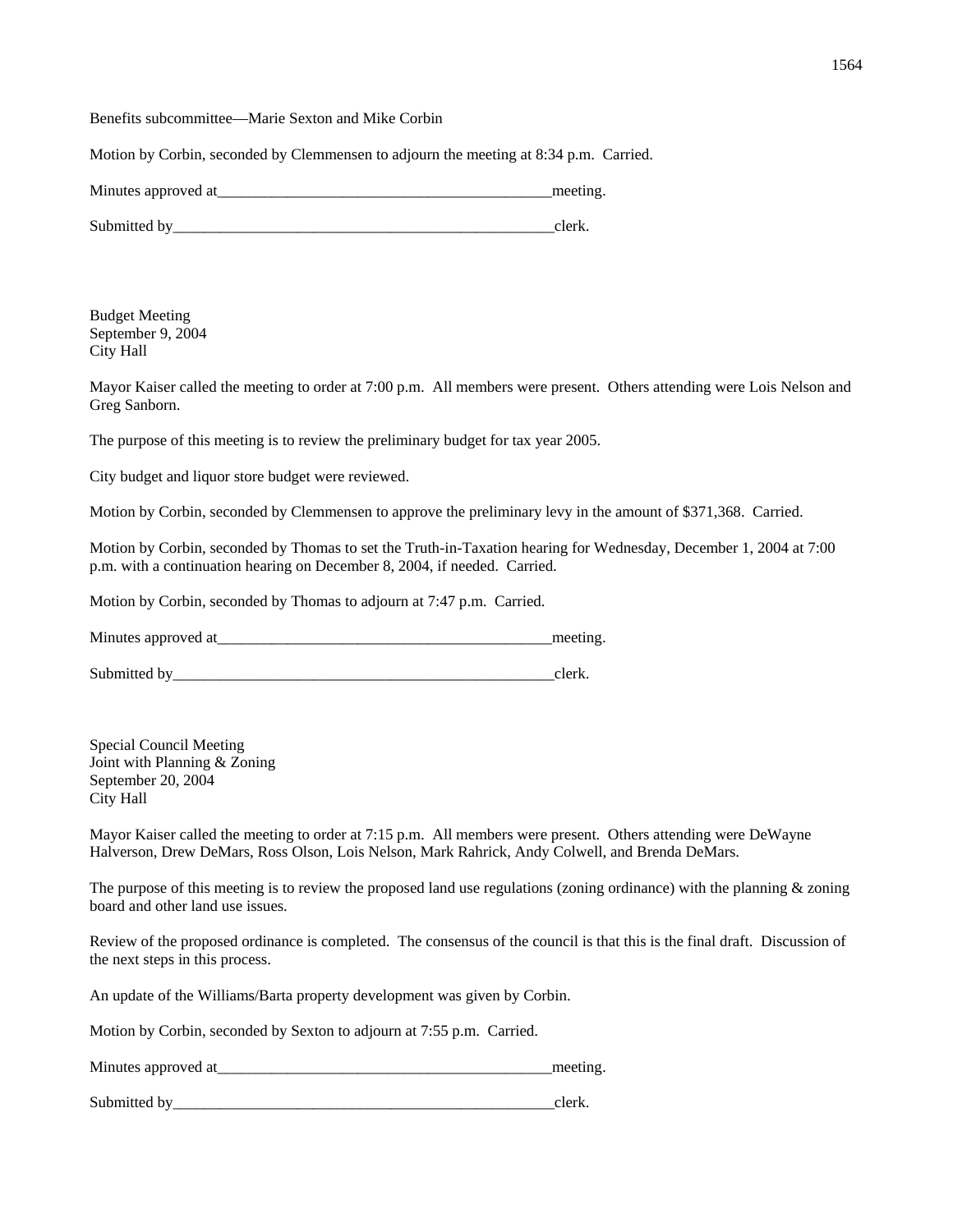Benefits subcommittee—Marie Sexton and Mike Corbin

Motion by Corbin, seconded by Clemmensen to adjourn the meeting at 8:34 p.m. Carried.

Minutes approved at_____________________________________________meeting.

Submitted by___________________________________________________clerk.

Budget Meeting
September 9, 2004
City Hall

Mayor Kaiser called the meeting to order at 7:00 p.m. All members were present. Others attending were Lois Nelson and Greg Sanborn.

The purpose of this meeting is to review the preliminary budget for tax year 2005.

City budget and liquor store budget were reviewed.

Motion by Corbin, seconded by Clemmensen to approve the preliminary levy in the amount of $371,368. Carried.

Motion by Corbin, seconded by Thomas to set the Truth-in-Taxation hearing for Wednesday, December 1, 2004 at 7:00 p.m. with a continuation hearing on December 8, 2004, if needed. Carried.

Motion by Corbin, seconded by Thomas to adjourn at 7:47 p.m. Carried.

Minutes approved at_____________________________________________meeting.

Submitted by___________________________________________________clerk.

Special Council Meeting
Joint with Planning & Zoning
September 20, 2004
City Hall

Mayor Kaiser called the meeting to order at 7:15 p.m. All members were present. Others attending were DeWayne Halverson, Drew DeMars, Ross Olson, Lois Nelson, Mark Rahrick, Andy Colwell, and Brenda DeMars.

The purpose of this meeting is to review the proposed land use regulations (zoning ordinance) with the planning & zoning board and other land use issues.

Review of the proposed ordinance is completed. The consensus of the council is that this is the final draft. Discussion of the next steps in this process.

An update of the Williams/Barta property development was given by Corbin.

Motion by Corbin, seconded by Sexton to adjourn at 7:55 p.m. Carried.

Minutes approved at_____________________________________________meeting.

Submitted by___________________________________________________clerk.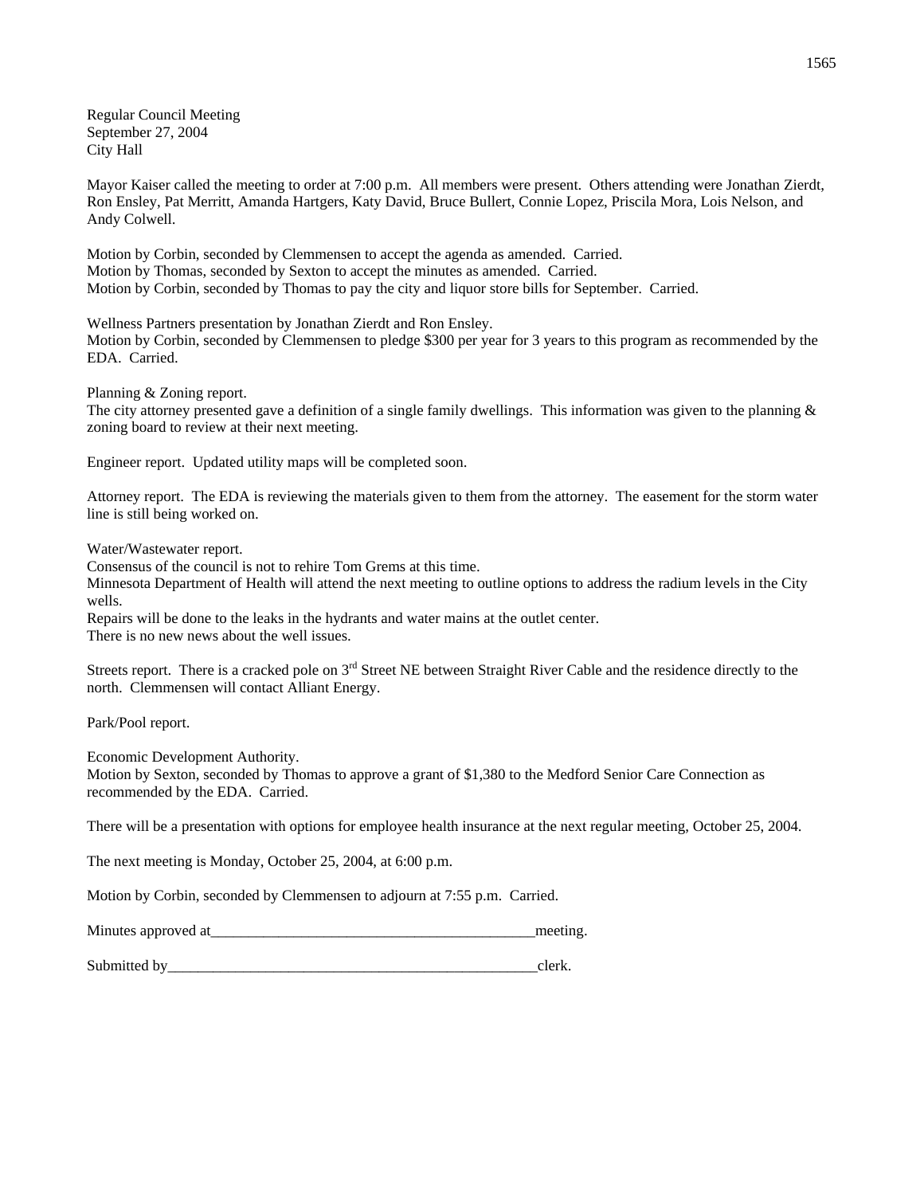Regular Council Meeting
September 27, 2004
City Hall

Mayor Kaiser called the meeting to order at 7:00 p.m. All members were present. Others attending were Jonathan Zierdt, Ron Ensley, Pat Merritt, Amanda Hartgers, Katy David, Bruce Bullert, Connie Lopez, Priscila Mora, Lois Nelson, and Andy Colwell.

Motion by Corbin, seconded by Clemmensen to accept the agenda as amended. Carried.
Motion by Thomas, seconded by Sexton to accept the minutes as amended. Carried.
Motion by Corbin, seconded by Thomas to pay the city and liquor store bills for September. Carried.

Wellness Partners presentation by Jonathan Zierdt and Ron Ensley.
Motion by Corbin, seconded by Clemmensen to pledge $300 per year for 3 years to this program as recommended by the EDA. Carried.

Planning & Zoning report.
The city attorney presented gave a definition of a single family dwellings. This information was given to the planning & zoning board to review at their next meeting.

Engineer report. Updated utility maps will be completed soon.

Attorney report. The EDA is reviewing the materials given to them from the attorney. The easement for the storm water line is still being worked on.

Water/Wastewater report.
Consensus of the council is not to rehire Tom Grems at this time.
Minnesota Department of Health will attend the next meeting to outline options to address the radium levels in the City wells.
Repairs will be done to the leaks in the hydrants and water mains at the outlet center.
There is no new news about the well issues.

Streets report. There is a cracked pole on 3rd Street NE between Straight River Cable and the residence directly to the north. Clemmensen will contact Alliant Energy.

Park/Pool report.

Economic Development Authority.
Motion by Sexton, seconded by Thomas to approve a grant of $1,380 to the Medford Senior Care Connection as recommended by the EDA. Carried.

There will be a presentation with options for employee health insurance at the next regular meeting, October 25, 2004.

The next meeting is Monday, October 25, 2004, at 6:00 p.m.

Motion by Corbin, seconded by Clemmensen to adjourn at 7:55 p.m. Carried.

Minutes approved at_____________________________________________meeting.

Submitted by____________________________________________________clerk.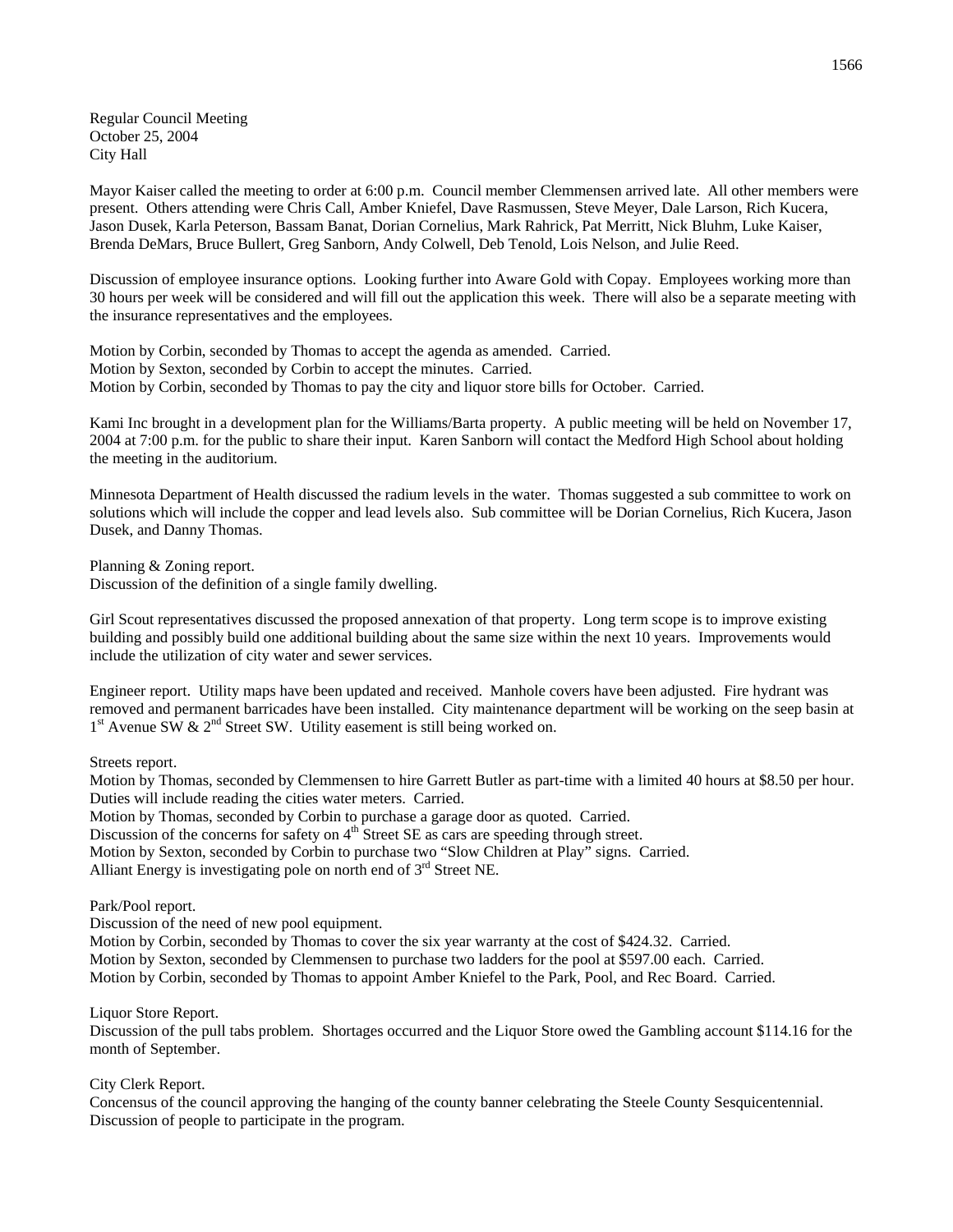Regular Council Meeting
October 25, 2004
City Hall

Mayor Kaiser called the meeting to order at 6:00 p.m. Council member Clemmensen arrived late. All other members were present. Others attending were Chris Call, Amber Kniefel, Dave Rasmussen, Steve Meyer, Dale Larson, Rich Kucera, Jason Dusek, Karla Peterson, Bassam Banat, Dorian Cornelius, Mark Rahrick, Pat Merritt, Nick Bluhm, Luke Kaiser, Brenda DeMars, Bruce Bullert, Greg Sanborn, Andy Colwell, Deb Tenold, Lois Nelson, and Julie Reed.

Discussion of employee insurance options. Looking further into Aware Gold with Copay. Employees working more than 30 hours per week will be considered and will fill out the application this week. There will also be a separate meeting with the insurance representatives and the employees.

Motion by Corbin, seconded by Thomas to accept the agenda as amended. Carried.
Motion by Sexton, seconded by Corbin to accept the minutes. Carried.
Motion by Corbin, seconded by Thomas to pay the city and liquor store bills for October. Carried.

Kami Inc brought in a development plan for the Williams/Barta property. A public meeting will be held on November 17, 2004 at 7:00 p.m. for the public to share their input. Karen Sanborn will contact the Medford High School about holding the meeting in the auditorium.

Minnesota Department of Health discussed the radium levels in the water. Thomas suggested a sub committee to work on solutions which will include the copper and lead levels also. Sub committee will be Dorian Cornelius, Rich Kucera, Jason Dusek, and Danny Thomas.

Planning & Zoning report.
Discussion of the definition of a single family dwelling.

Girl Scout representatives discussed the proposed annexation of that property. Long term scope is to improve existing building and possibly build one additional building about the same size within the next 10 years. Improvements would include the utilization of city water and sewer services.

Engineer report. Utility maps have been updated and received. Manhole covers have been adjusted. Fire hydrant was removed and permanent barricades have been installed. City maintenance department will be working on the seep basin at 1st Avenue SW & 2nd Street SW. Utility easement is still being worked on.

Streets report.
Motion by Thomas, seconded by Clemmensen to hire Garrett Butler as part-time with a limited 40 hours at $8.50 per hour. Duties will include reading the cities water meters. Carried.
Motion by Thomas, seconded by Corbin to purchase a garage door as quoted. Carried.
Discussion of the concerns for safety on 4th Street SE as cars are speeding through street.
Motion by Sexton, seconded by Corbin to purchase two "Slow Children at Play" signs. Carried.
Alliant Energy is investigating pole on north end of 3rd Street NE.

Park/Pool report.
Discussion of the need of new pool equipment.
Motion by Corbin, seconded by Thomas to cover the six year warranty at the cost of $424.32. Carried.
Motion by Sexton, seconded by Clemmensen to purchase two ladders for the pool at $597.00 each. Carried.
Motion by Corbin, seconded by Thomas to appoint Amber Kniefel to the Park, Pool, and Rec Board. Carried.

Liquor Store Report.
Discussion of the pull tabs problem. Shortages occurred and the Liquor Store owed the Gambling account $114.16 for the month of September.

City Clerk Report.
Concensus of the council approving the hanging of the county banner celebrating the Steele County Sesquicentennial. Discussion of people to participate in the program.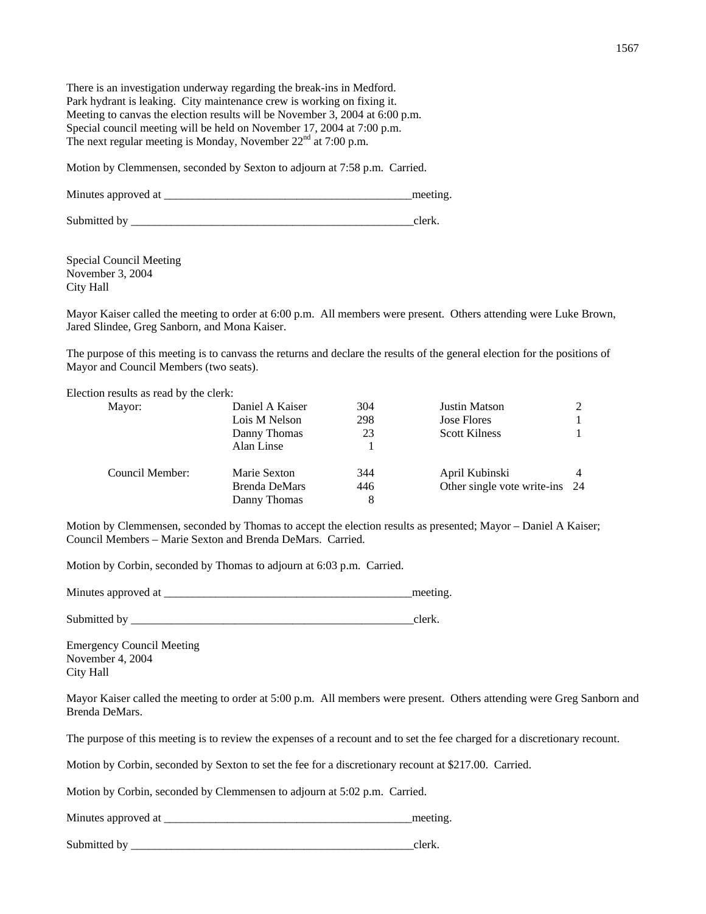There is an investigation underway regarding the break-ins in Medford.
Park hydrant is leaking. City maintenance crew is working on fixing it.
Meeting to canvas the election results will be November 3, 2004 at 6:00 p.m.
Special council meeting will be held on November 17, 2004 at 7:00 p.m.
The next regular meeting is Monday, November 22nd at 7:00 p.m.

Motion by Clemmensen, seconded by Sexton to adjourn at 7:58 p.m. Carried.

Minutes approved at ____________________________________________meeting.

Submitted by ___________________________________________________clerk.

Special Council Meeting
November 3, 2004
City Hall

Mayor Kaiser called the meeting to order at 6:00 p.m. All members were present. Others attending were Luke Brown, Jared Slindee, Greg Sanborn, and Mona Kaiser.

The purpose of this meeting is to canvass the returns and declare the results of the general election for the positions of Mayor and Council Members (two seats).

Election results as read by the clerk:

| | | | | |
|---|---|---|---|---|
| Mayor: | Daniel A Kaiser | 304 | Justin Matson | 2 |
| | Lois M Nelson | 298 | Jose Flores | 1 |
| | Danny Thomas | 23 | Scott Kilness | 1 |
| | Alan Linse | 1 | | |
| Council Member: | Marie Sexton | 344 | April Kubinski | 4 |
| | Brenda DeMars | 446 | Other single vote write-ins | 24 |
| | Danny Thomas | 8 | | |

Motion by Clemmensen, seconded by Thomas to accept the election results as presented; Mayor – Daniel A Kaiser; Council Members – Marie Sexton and Brenda DeMars. Carried.

Motion by Corbin, seconded by Thomas to adjourn at 6:03 p.m. Carried.

Minutes approved at ____________________________________________meeting.

Submitted by ___________________________________________________clerk.

Emergency Council Meeting
November 4, 2004
City Hall

Mayor Kaiser called the meeting to order at 5:00 p.m. All members were present. Others attending were Greg Sanborn and Brenda DeMars.

The purpose of this meeting is to review the expenses of a recount and to set the fee charged for a discretionary recount.

Motion by Corbin, seconded by Sexton to set the fee for a discretionary recount at $217.00. Carried.

Motion by Corbin, seconded by Clemmensen to adjourn at 5:02 p.m. Carried.

Minutes approved at ____________________________________________meeting.

Submitted by ___________________________________________________clerk.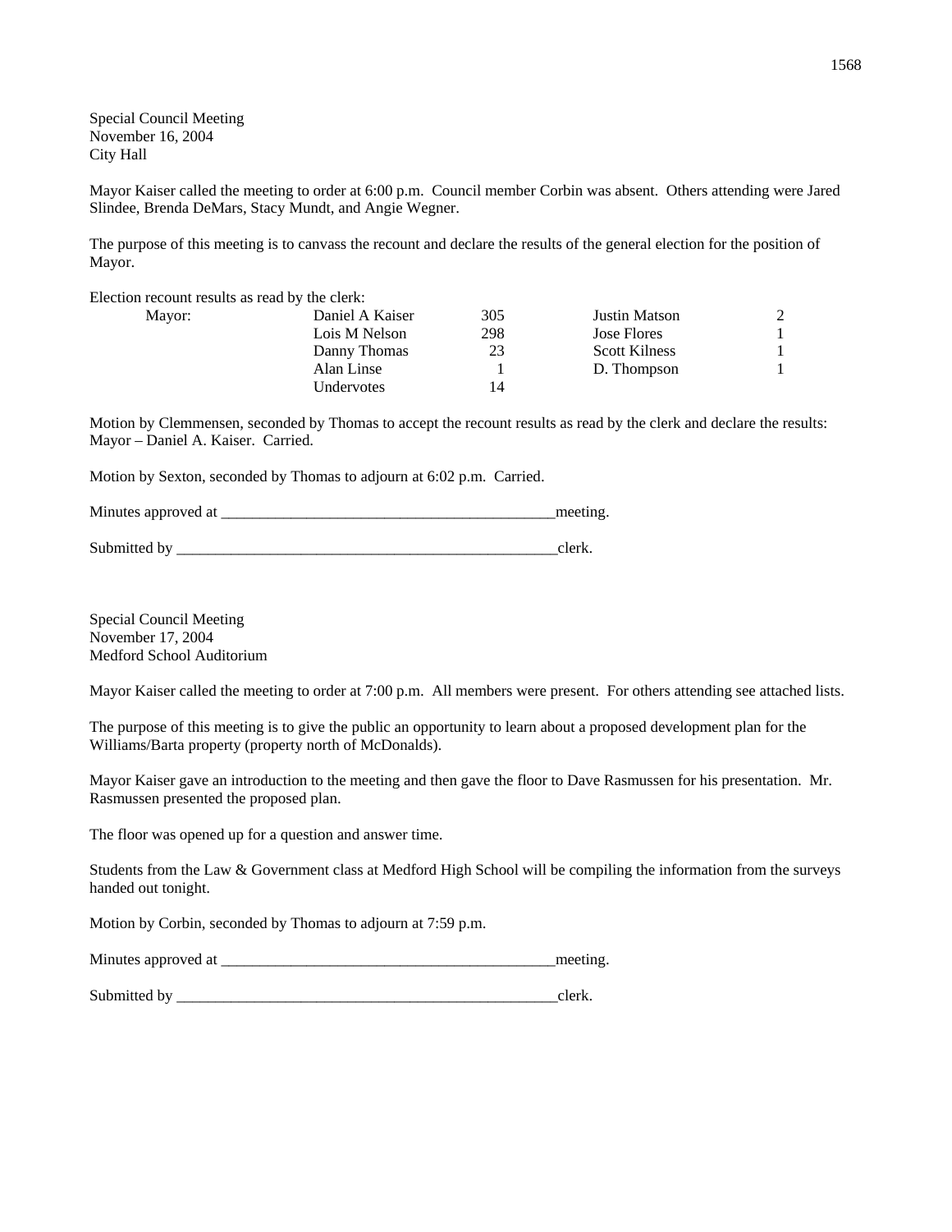Special Council Meeting
November 16, 2004
City Hall

Mayor Kaiser called the meeting to order at 6:00 p.m. Council member Corbin was absent. Others attending were Jared Slindee, Brenda DeMars, Stacy Mundt, and Angie Wegner.

The purpose of this meeting is to canvass the recount and declare the results of the general election for the position of Mayor.

Election recount results as read by the clerk:

| | | | | |
|---|---|---|---|---|
| Mayor: | Daniel A Kaiser | 305 | Justin Matson | 2 |
| | Lois M Nelson | 298 | Jose Flores | 1 |
| | Danny Thomas | 23 | Scott Kilness | 1 |
| | Alan Linse | 1 | D. Thompson | 1 |
| | Undervotes | 14 | | |

Motion by Clemmensen, seconded by Thomas to accept the recount results as read by the clerk and declare the results: Mayor – Daniel A. Kaiser. Carried.

Motion by Sexton, seconded by Thomas to adjourn at 6:02 p.m. Carried.

Minutes approved at ____________________________________________meeting.

Submitted by ___________________________________________________clerk.

Special Council Meeting
November 17, 2004
Medford School Auditorium

Mayor Kaiser called the meeting to order at 7:00 p.m. All members were present. For others attending see attached lists.

The purpose of this meeting is to give the public an opportunity to learn about a proposed development plan for the Williams/Barta property (property north of McDonalds).

Mayor Kaiser gave an introduction to the meeting and then gave the floor to Dave Rasmussen for his presentation. Mr. Rasmussen presented the proposed plan.

The floor was opened up for a question and answer time.

Students from the Law & Government class at Medford High School will be compiling the information from the surveys handed out tonight.

Motion by Corbin, seconded by Thomas to adjourn at 7:59 p.m.

Minutes approved at ____________________________________________meeting.

Submitted by ___________________________________________________clerk.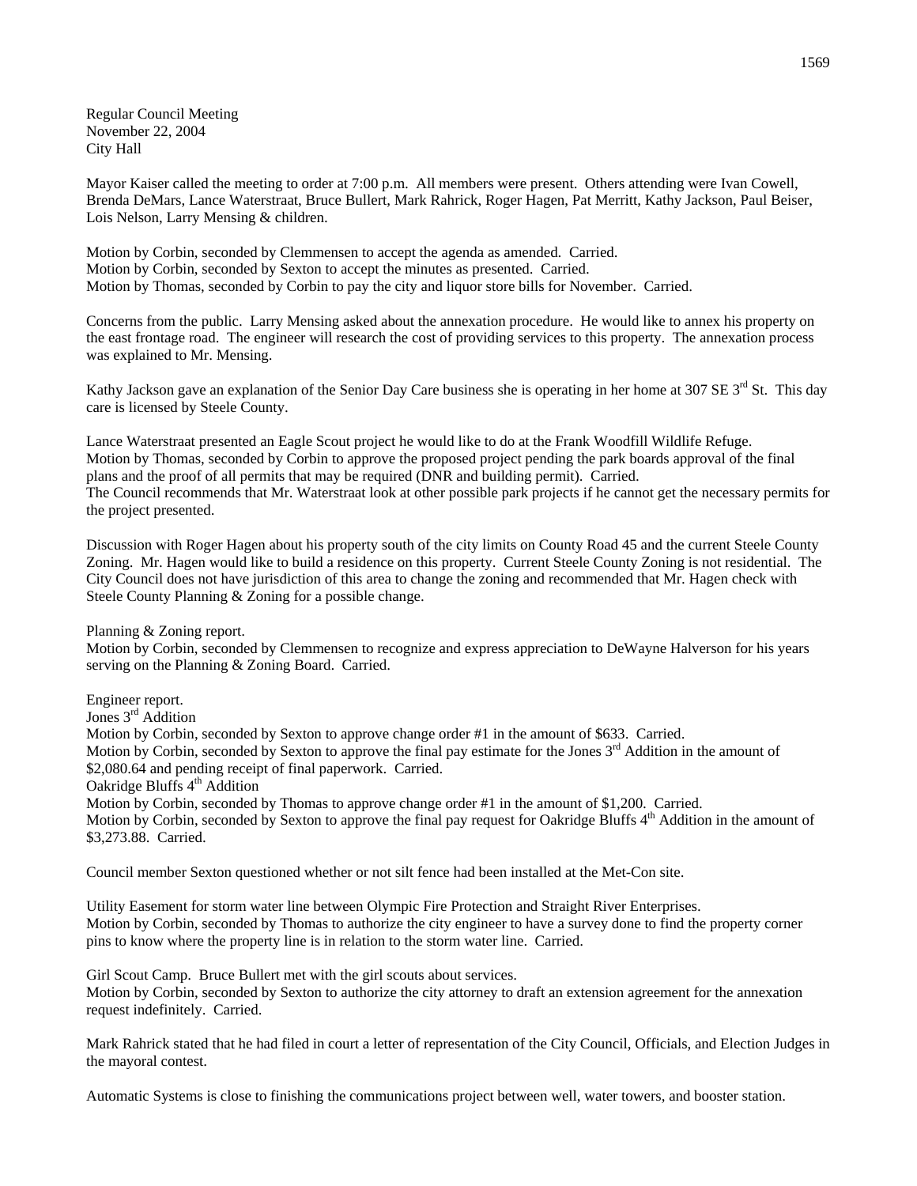Regular Council Meeting
November 22, 2004
City Hall

Mayor Kaiser called the meeting to order at 7:00 p.m. All members were present. Others attending were Ivan Cowell, Brenda DeMars, Lance Waterstraat, Bruce Bullert, Mark Rahrick, Roger Hagen, Pat Merritt, Kathy Jackson, Paul Beiser, Lois Nelson, Larry Mensing & children.

Motion by Corbin, seconded by Clemmensen to accept the agenda as amended. Carried.
Motion by Corbin, seconded by Sexton to accept the minutes as presented. Carried.
Motion by Thomas, seconded by Corbin to pay the city and liquor store bills for November. Carried.

Concerns from the public. Larry Mensing asked about the annexation procedure. He would like to annex his property on the east frontage road. The engineer will research the cost of providing services to this property. The annexation process was explained to Mr. Mensing.

Kathy Jackson gave an explanation of the Senior Day Care business she is operating in her home at 307 SE 3rd St. This day care is licensed by Steele County.

Lance Waterstraat presented an Eagle Scout project he would like to do at the Frank Woodfill Wildlife Refuge.
Motion by Thomas, seconded by Corbin to approve the proposed project pending the park boards approval of the final plans and the proof of all permits that may be required (DNR and building permit). Carried.
The Council recommends that Mr. Waterstraat look at other possible park projects if he cannot get the necessary permits for the project presented.

Discussion with Roger Hagen about his property south of the city limits on County Road 45 and the current Steele County Zoning. Mr. Hagen would like to build a residence on this property. Current Steele County Zoning is not residential. The City Council does not have jurisdiction of this area to change the zoning and recommended that Mr. Hagen check with Steele County Planning & Zoning for a possible change.

Planning & Zoning report.
Motion by Corbin, seconded by Clemmensen to recognize and express appreciation to DeWayne Halverson for his years serving on the Planning & Zoning Board. Carried.

Engineer report.
Jones 3rd Addition
Motion by Corbin, seconded by Sexton to approve change order #1 in the amount of $633. Carried.
Motion by Corbin, seconded by Sexton to approve the final pay estimate for the Jones 3rd Addition in the amount of $2,080.64 and pending receipt of final paperwork. Carried.
Oakridge Bluffs 4th Addition
Motion by Corbin, seconded by Thomas to approve change order #1 in the amount of $1,200. Carried.
Motion by Corbin, seconded by Sexton to approve the final pay request for Oakridge Bluffs 4th Addition in the amount of $3,273.88. Carried.

Council member Sexton questioned whether or not silt fence had been installed at the Met-Con site.

Utility Easement for storm water line between Olympic Fire Protection and Straight River Enterprises.
Motion by Corbin, seconded by Thomas to authorize the city engineer to have a survey done to find the property corner pins to know where the property line is in relation to the storm water line. Carried.

Girl Scout Camp. Bruce Bullert met with the girl scouts about services.
Motion by Corbin, seconded by Sexton to authorize the city attorney to draft an extension agreement for the annexation request indefinitely. Carried.

Mark Rahrick stated that he had filed in court a letter of representation of the City Council, Officials, and Election Judges in the mayoral contest.

Automatic Systems is close to finishing the communications project between well, water towers, and booster station.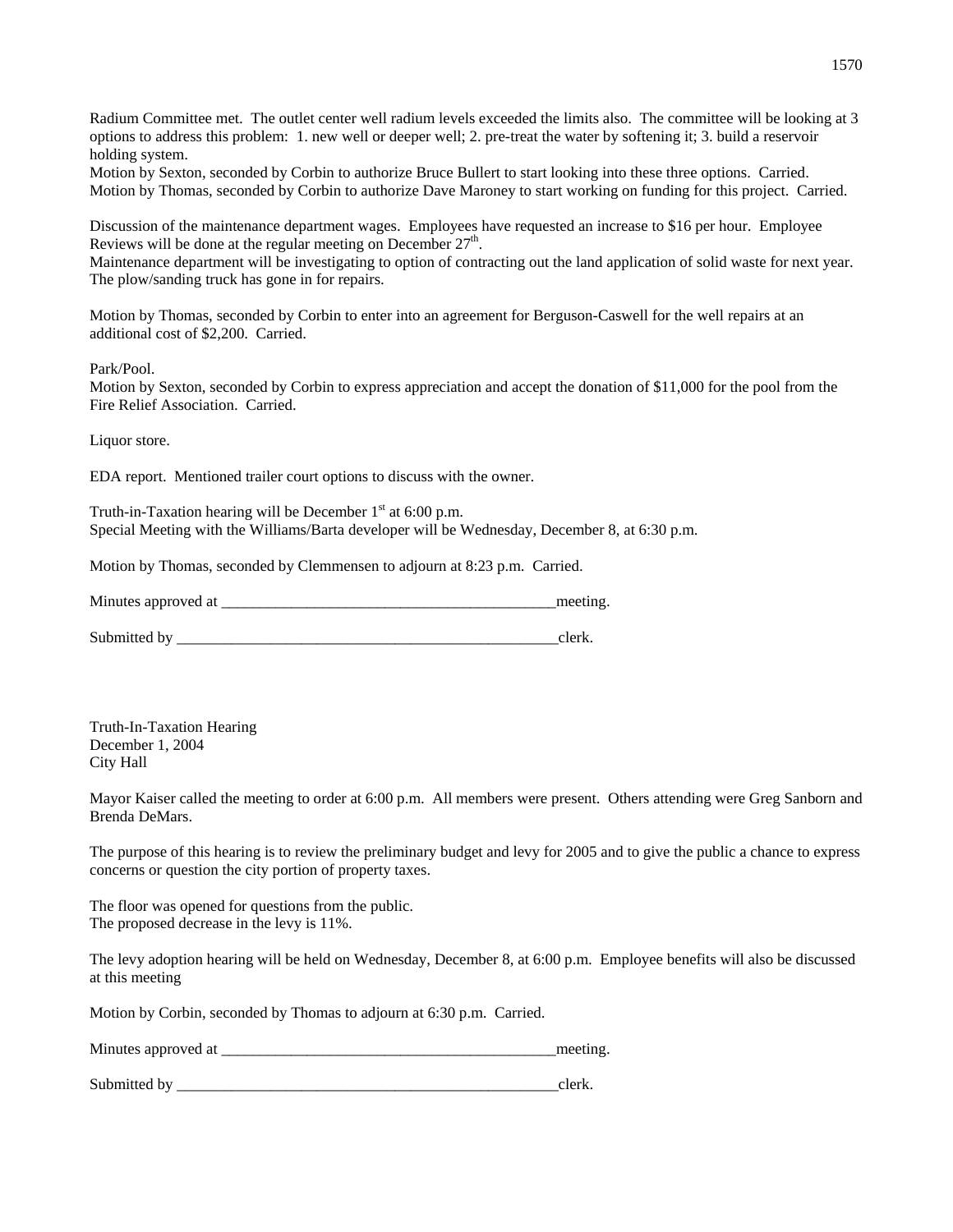Radium Committee met. The outlet center well radium levels exceeded the limits also. The committee will be looking at 3 options to address this problem: 1. new well or deeper well; 2. pre-treat the water by softening it; 3. build a reservoir holding system.
Motion by Sexton, seconded by Corbin to authorize Bruce Bullert to start looking into these three options. Carried.
Motion by Thomas, seconded by Corbin to authorize Dave Maroney to start working on funding for this project. Carried.

Discussion of the maintenance department wages. Employees have requested an increase to $16 per hour. Employee Reviews will be done at the regular meeting on December 27th.
Maintenance department will be investigating to option of contracting out the land application of solid waste for next year.
The plow/sanding truck has gone in for repairs.

Motion by Thomas, seconded by Corbin to enter into an agreement for Berguson-Caswell for the well repairs at an additional cost of $2,200. Carried.

Park/Pool.
Motion by Sexton, seconded by Corbin to express appreciation and accept the donation of $11,000 for the pool from the Fire Relief Association. Carried.

Liquor store.

EDA report. Mentioned trailer court options to discuss with the owner.

Truth-in-Taxation hearing will be December 1st at 6:00 p.m.
Special Meeting with the Williams/Barta developer will be Wednesday, December 8, at 6:30 p.m.

Motion by Thomas, seconded by Clemmensen to adjourn at 8:23 p.m. Carried.

Minutes approved at ____________________________________________meeting.

Submitted by ____________________________________________________clerk.

Truth-In-Taxation Hearing
December 1, 2004
City Hall

Mayor Kaiser called the meeting to order at 6:00 p.m. All members were present. Others attending were Greg Sanborn and Brenda DeMars.

The purpose of this hearing is to review the preliminary budget and levy for 2005 and to give the public a chance to express concerns or question the city portion of property taxes.

The floor was opened for questions from the public.
The proposed decrease in the levy is 11%.

The levy adoption hearing will be held on Wednesday, December 8, at 6:00 p.m. Employee benefits will also be discussed at this meeting

Motion by Corbin, seconded by Thomas to adjourn at 6:30 p.m. Carried.

Minutes approved at ____________________________________________meeting.

Submitted by ____________________________________________________clerk.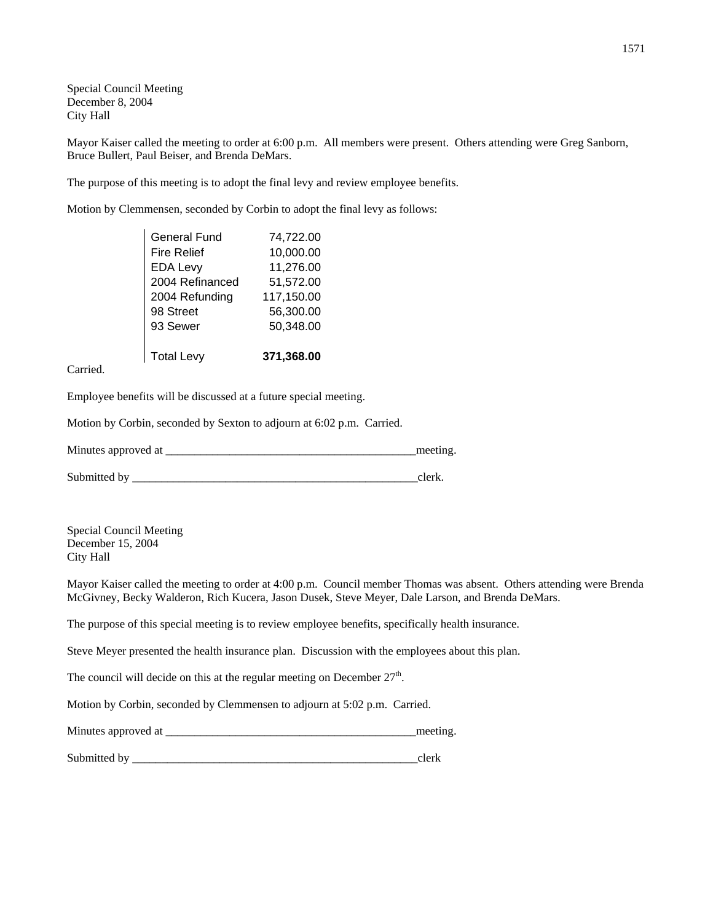Special Council Meeting
December 8, 2004
City Hall

Mayor Kaiser called the meeting to order at 6:00 p.m. All members were present. Others attending were Greg Sanborn, Bruce Bullert, Paul Beiser, and Brenda DeMars.

The purpose of this meeting is to adopt the final levy and review employee benefits.

Motion by Clemmensen, seconded by Corbin to adopt the final levy as follows:

| | |
|---|---|
| General Fund | 74,722.00 |
| Fire Relief | 10,000.00 |
| EDA Levy | 11,276.00 |
| 2004 Refinanced | 51,572.00 |
| 2004 Refunding | 117,150.00 |
| 98 Street | 56,300.00 |
| 93 Sewer | 50,348.00 |
| Total Levy | **371,368.00** |

Carried.

Employee benefits will be discussed at a future special meeting.

Motion by Corbin, seconded by Sexton to adjourn at 6:02 p.m. Carried.

Minutes approved at ___________________________________________meeting.

Submitted by __________________________________________________clerk.

Special Council Meeting
December 15, 2004
City Hall

Mayor Kaiser called the meeting to order at 4:00 p.m. Council member Thomas was absent. Others attending were Brenda McGivney, Becky Walderon, Rich Kucera, Jason Dusek, Steve Meyer, Dale Larson, and Brenda DeMars.

The purpose of this special meeting is to review employee benefits, specifically health insurance.

Steve Meyer presented the health insurance plan. Discussion with the employees about this plan.

The council will decide on this at the regular meeting on December 27th.

Motion by Corbin, seconded by Clemmensen to adjourn at 5:02 p.m. Carried.

Minutes approved at ___________________________________________meeting.

Submitted by __________________________________________________clerk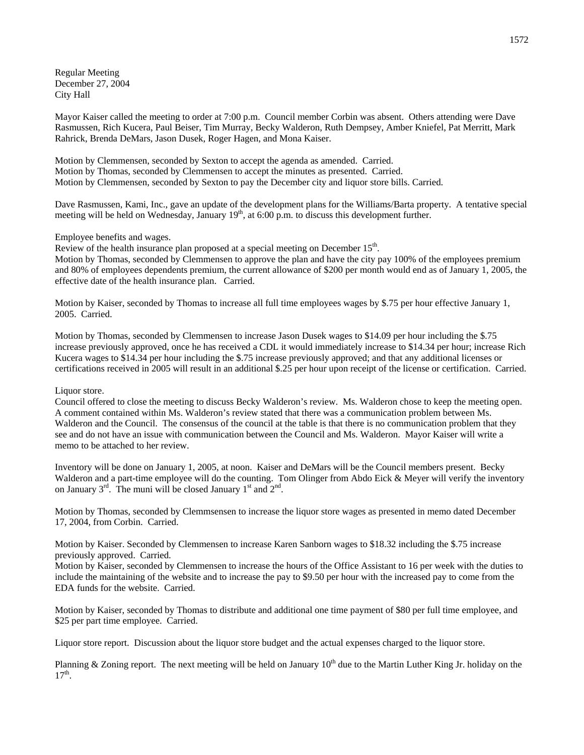Regular Meeting
December 27, 2004
City Hall

Mayor Kaiser called the meeting to order at 7:00 p.m. Council member Corbin was absent. Others attending were Dave Rasmussen, Rich Kucera, Paul Beiser, Tim Murray, Becky Walderon, Ruth Dempsey, Amber Kniefel, Pat Merritt, Mark Rahrick, Brenda DeMars, Jason Dusek, Roger Hagen, and Mona Kaiser.

Motion by Clemmensen, seconded by Sexton to accept the agenda as amended. Carried.
Motion by Thomas, seconded by Clemmensen to accept the minutes as presented. Carried.
Motion by Clemmensen, seconded by Sexton to pay the December city and liquor store bills. Carried.

Dave Rasmussen, Kami, Inc., gave an update of the development plans for the Williams/Barta property. A tentative special meeting will be held on Wednesday, January 19th, at 6:00 p.m. to discuss this development further.

Employee benefits and wages.
Review of the health insurance plan proposed at a special meeting on December 15th.
Motion by Thomas, seconded by Clemmensen to approve the plan and have the city pay 100% of the employees premium and 80% of employees dependents premium, the current allowance of $200 per month would end as of January 1, 2005, the effective date of the health insurance plan. Carried.

Motion by Kaiser, seconded by Thomas to increase all full time employees wages by $.75 per hour effective January 1, 2005. Carried.

Motion by Thomas, seconded by Clemmensen to increase Jason Dusek wages to $14.09 per hour including the $.75 increase previously approved, once he has received a CDL it would immediately increase to $14.34 per hour; increase Rich Kucera wages to $14.34 per hour including the $.75 increase previously approved; and that any additional licenses or certifications received in 2005 will result in an additional $.25 per hour upon receipt of the license or certification. Carried.

Liquor store.
Council offered to close the meeting to discuss Becky Walderon's review. Ms. Walderon chose to keep the meeting open. A comment contained within Ms. Walderon's review stated that there was a communication problem between Ms. Walderon and the Council. The consensus of the council at the table is that there is no communication problem that they see and do not have an issue with communication between the Council and Ms. Walderon. Mayor Kaiser will write a memo to be attached to her review.

Inventory will be done on January 1, 2005, at noon. Kaiser and DeMars will be the Council members present. Becky Walderon and a part-time employee will do the counting. Tom Olinger from Abdo Eick & Meyer will verify the inventory on January 3rd. The muni will be closed January 1st and 2nd.

Motion by Thomas, seconded by Clemmsensen to increase the liquor store wages as presented in memo dated December 17, 2004, from Corbin. Carried.

Motion by Kaiser. Seconded by Clemmensen to increase Karen Sanborn wages to $18.32 including the $.75 increase previously approved. Carried.
Motion by Kaiser, seconded by Clemmensen to increase the hours of the Office Assistant to 16 per week with the duties to include the maintaining of the website and to increase the pay to $9.50 per hour with the increased pay to come from the EDA funds for the website. Carried.

Motion by Kaiser, seconded by Thomas to distribute and additional one time payment of $80 per full time employee, and $25 per part time employee. Carried.

Liquor store report. Discussion about the liquor store budget and the actual expenses charged to the liquor store.

Planning & Zoning report. The next meeting will be held on January 10th due to the Martin Luther King Jr. holiday on the 17th.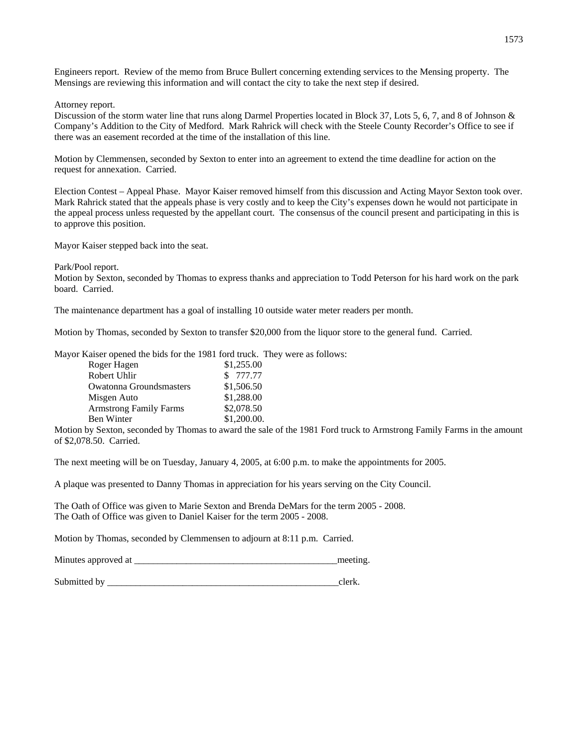Engineers report. Review of the memo from Bruce Bullert concerning extending services to the Mensing property. The Mensings are reviewing this information and will contact the city to take the next step if desired.

Attorney report.
Discussion of the storm water line that runs along Darmel Properties located in Block 37, Lots 5, 6, 7, and 8 of Johnson & Company's Addition to the City of Medford. Mark Rahrick will check with the Steele County Recorder's Office to see if there was an easement recorded at the time of the installation of this line.

Motion by Clemmensen, seconded by Sexton to enter into an agreement to extend the time deadline for action on the request for annexation. Carried.

Election Contest – Appeal Phase. Mayor Kaiser removed himself from this discussion and Acting Mayor Sexton took over. Mark Rahrick stated that the appeals phase is very costly and to keep the City's expenses down he would not participate in the appeal process unless requested by the appellant court. The consensus of the council present and participating in this is to approve this position.

Mayor Kaiser stepped back into the seat.

Park/Pool report.
Motion by Sexton, seconded by Thomas to express thanks and appreciation to Todd Peterson for his hard work on the park board. Carried.

The maintenance department has a goal of installing 10 outside water meter readers per month.

Motion by Thomas, seconded by Sexton to transfer $20,000 from the liquor store to the general fund. Carried.

Mayor Kaiser opened the bids for the 1981 ford truck. They were as follows:

| | |
|---|---|
| Roger Hagen | $1,255.00 |
| Robert Uhlir | $ 777.77 |
| Owatonna Groundsmasters | $1,506.50 |
| Misgen Auto | $1,288.00 |
| Armstrong Family Farms | $2,078.50 |
| Ben Winter | $1,200.00. |

Motion by Sexton, seconded by Thomas to award the sale of the 1981 Ford truck to Armstrong Family Farms in the amount of $2,078.50. Carried.

The next meeting will be on Tuesday, January 4, 2005, at 6:00 p.m. to make the appointments for 2005.

A plaque was presented to Danny Thomas in appreciation for his years serving on the City Council.

The Oath of Office was given to Marie Sexton and Brenda DeMars for the term 2005 - 2008.
The Oath of Office was given to Daniel Kaiser for the term 2005 - 2008.

Motion by Thomas, seconded by Clemmensen to adjourn at 8:11 p.m. Carried.

Minutes approved at ____________________________________________meeting.

Submitted by ___________________________________________________clerk.